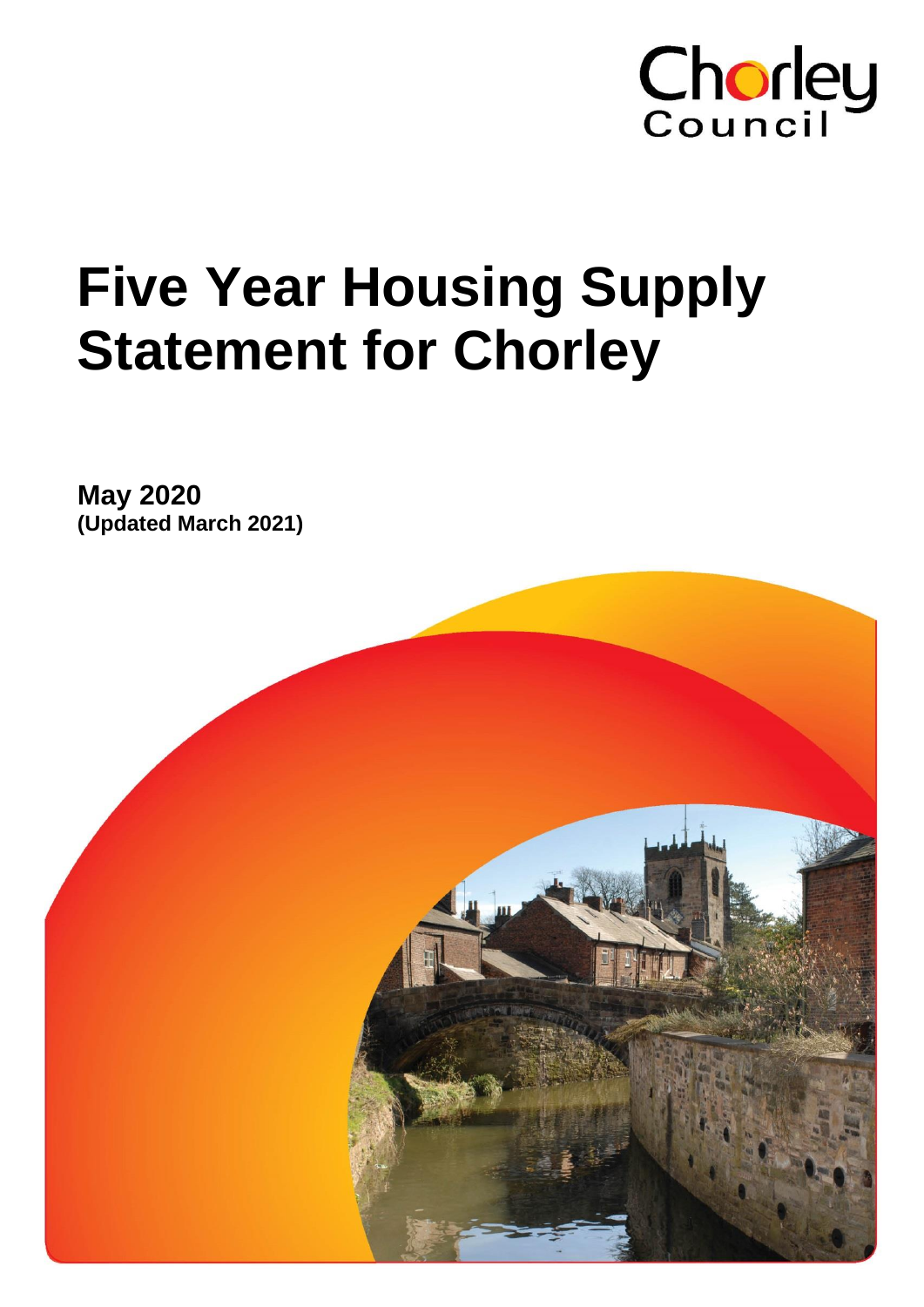Chorley Council

# Five Year Housing Supply Statement for Chorley

**May 2020**
**(Updated March 2021)**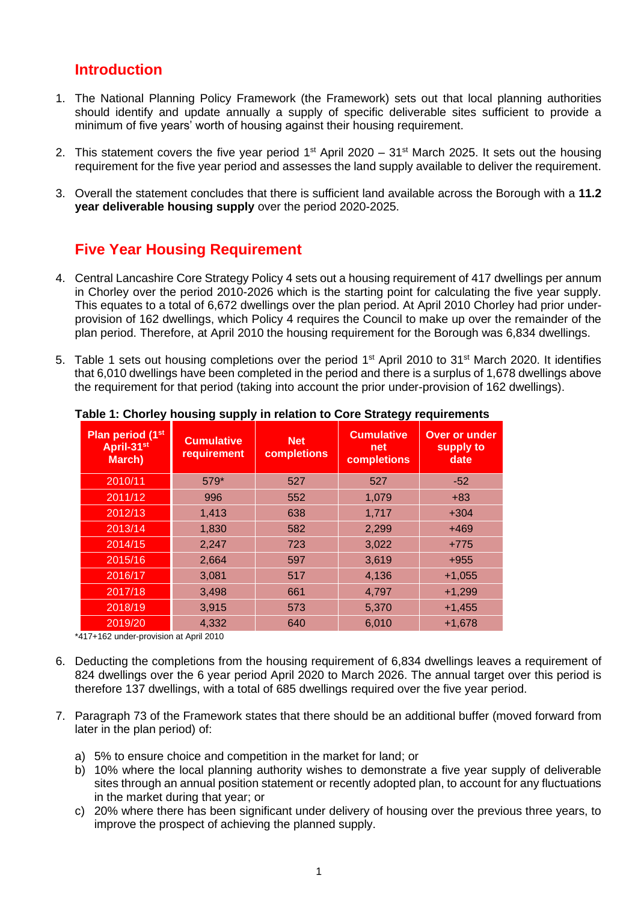## Introduction

1. The National Planning Policy Framework (the Framework) sets out that local planning authorities should identify and update annually a supply of specific deliverable sites sufficient to provide a minimum of five years' worth of housing against their housing requirement.

2. This statement covers the five year period 1st April 2020 – 31st March 2025. It sets out the housing requirement for the five year period and assesses the land supply available to deliver the requirement.

3. Overall the statement concludes that there is sufficient land available across the Borough with a **11.2 year deliverable housing supply** over the period 2020-2025.

## Five Year Housing Requirement

4. Central Lancashire Core Strategy Policy 4 sets out a housing requirement of 417 dwellings per annum in Chorley over the period 2010-2026 which is the starting point for calculating the five year supply. This equates to a total of 6,672 dwellings over the plan period. At April 2010 Chorley had prior under-provision of 162 dwellings, which Policy 4 requires the Council to make up over the remainder of the plan period. Therefore, at April 2010 the housing requirement for the Borough was 6,834 dwellings.

5. Table 1 sets out housing completions over the period 1st April 2010 to 31st March 2020. It identifies that 6,010 dwellings have been completed in the period and there is a surplus of 1,678 dwellings above the requirement for that period (taking into account the prior under-provision of 162 dwellings).

**Table 1: Chorley housing supply in relation to Core Strategy requirements**

| Plan period (1st April-31st March) | Cumulative requirement | Net completions | Cumulative net completions | Over or under supply to date |
|---|---|---|---|---|
| 2010/11 | 579* | 527 | 527 | -52 |
| 2011/12 | 996 | 552 | 1,079 | +83 |
| 2012/13 | 1,413 | 638 | 1,717 | +304 |
| 2013/14 | 1,830 | 582 | 2,299 | +469 |
| 2014/15 | 2,247 | 723 | 3,022 | +775 |
| 2015/16 | 2,664 | 597 | 3,619 | +955 |
| 2016/17 | 3,081 | 517 | 4,136 | +1,055 |
| 2017/18 | 3,498 | 661 | 4,797 | +1,299 |
| 2018/19 | 3,915 | 573 | 5,370 | +1,455 |
| 2019/20 | 4,332 | 640 | 6,010 | +1,678 |

*417+162 under-provision at April 2010

6. Deducting the completions from the housing requirement of 6,834 dwellings leaves a requirement of 824 dwellings over the 6 year period April 2020 to March 2026. The annual target over this period is therefore 137 dwellings, with a total of 685 dwellings required over the five year period.

7. Paragraph 73 of the Framework states that there should be an additional buffer (moved forward from later in the plan period) of:

   a) 5% to ensure choice and competition in the market for land; or
   b) 10% where the local planning authority wishes to demonstrate a five year supply of deliverable sites through an annual position statement or recently adopted plan, to account for any fluctuations in the market during that year; or
   c) 20% where there has been significant under delivery of housing over the previous three years, to improve the prospect of achieving the planned supply.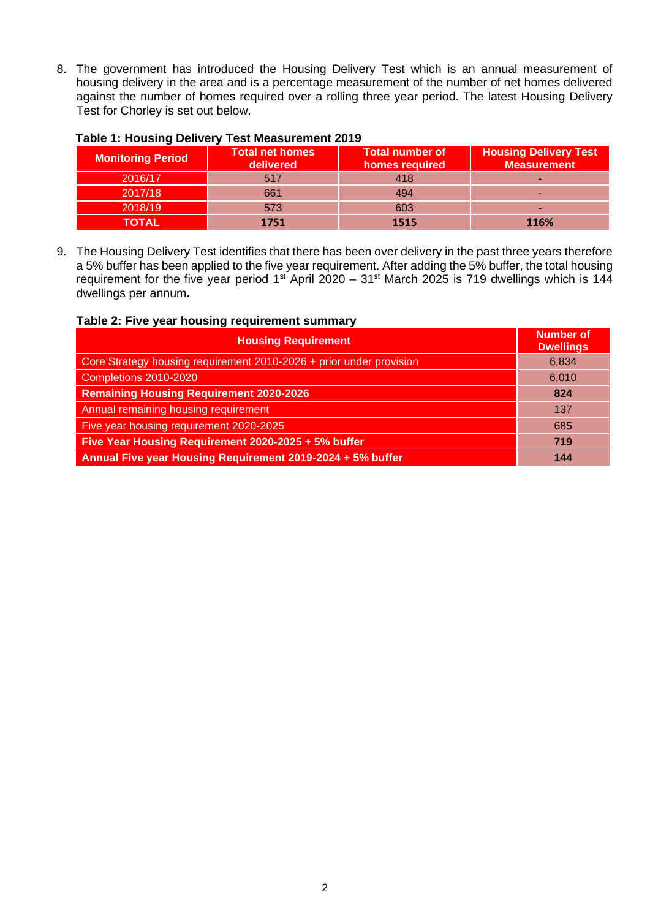8. The government has introduced the Housing Delivery Test which is an annual measurement of housing delivery in the area and is a percentage measurement of the number of net homes delivered against the number of homes required over a rolling three year period. The latest Housing Delivery Test for Chorley is set out below.

**Table 1: Housing Delivery Test Measurement 2019**

| Monitoring Period | Total net homes delivered | Total number of homes required | Housing Delivery Test Measurement |
|---|---|---|---|
| 2016/17 | 517 | 418 | - |
| 2017/18 | 661 | 494 | - |
| 2018/19 | 573 | 603 | - |
| **TOTAL** | **1751** | **1515** | **116%** |

9. The Housing Delivery Test identifies that there has been over delivery in the past three years therefore a 5% buffer has been applied to the five year requirement. After adding the 5% buffer, the total housing requirement for the five year period 1st April 2020 – 31st March 2025 is 719 dwellings which is 144 dwellings per annum**.**

**Table 2: Five year housing requirement summary**

| Housing Requirement | Number of Dwellings |
|---|---|
| Core Strategy housing requirement 2010-2026 + prior under provision | 6,834 |
| Completions 2010-2020 | 6,010 |
| **Remaining Housing Requirement 2020-2026** | **824** |
| Annual remaining housing requirement | 137 |
| Five year housing requirement 2020-2025 | 685 |
| **Five Year Housing Requirement 2020-2025 + 5% buffer** | **719** |
| **Annual Five year Housing Requirement 2019-2024 + 5% buffer** | **144** |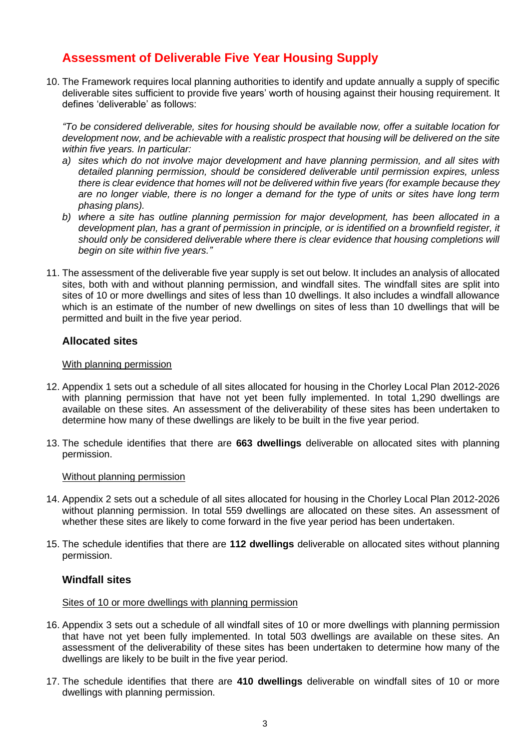## Assessment of Deliverable Five Year Housing Supply

10. The Framework requires local planning authorities to identify and update annually a supply of specific deliverable sites sufficient to provide five years' worth of housing against their housing requirement. It defines 'deliverable' as follows:

    *"To be considered deliverable, sites for housing should be available now, offer a suitable location for development now, and be achievable with a realistic prospect that housing will be delivered on the site within five years. In particular:*

    *a) sites which do not involve major development and have planning permission, and all sites with detailed planning permission, should be considered deliverable until permission expires, unless there is clear evidence that homes will not be delivered within five years (for example because they are no longer viable, there is no longer a demand for the type of units or sites have long term phasing plans).*

    *b) where a site has outline planning permission for major development, has been allocated in a development plan, has a grant of permission in principle, or is identified on a brownfield register, it should only be considered deliverable where there is clear evidence that housing completions will begin on site within five years."*

11. The assessment of the deliverable five year supply is set out below. It includes an analysis of allocated sites, both with and without planning permission, and windfall sites. The windfall sites are split into sites of 10 or more dwellings and sites of less than 10 dwellings. It also includes a windfall allowance which is an estimate of the number of new dwellings on sites of less than 10 dwellings that will be permitted and built in the five year period.

### Allocated sites

With planning permission

12. Appendix 1 sets out a schedule of all sites allocated for housing in the Chorley Local Plan 2012-2026 with planning permission that have not yet been fully implemented. In total 1,290 dwellings are available on these sites. An assessment of the deliverability of these sites has been undertaken to determine how many of these dwellings are likely to be built in the five year period.

13. The schedule identifies that there are **663 dwellings** deliverable on allocated sites with planning permission.

Without planning permission

14. Appendix 2 sets out a schedule of all sites allocated for housing in the Chorley Local Plan 2012-2026 without planning permission. In total 559 dwellings are allocated on these sites. An assessment of whether these sites are likely to come forward in the five year period has been undertaken.

15. The schedule identifies that there are **112 dwellings** deliverable on allocated sites without planning permission.

### Windfall sites

Sites of 10 or more dwellings with planning permission

16. Appendix 3 sets out a schedule of all windfall sites of 10 or more dwellings with planning permission that have not yet been fully implemented. In total 503 dwellings are available on these sites. An assessment of the deliverability of these sites has been undertaken to determine how many of the dwellings are likely to be built in the five year period.

17. The schedule identifies that there are **410 dwellings** deliverable on windfall sites of 10 or more dwellings with planning permission.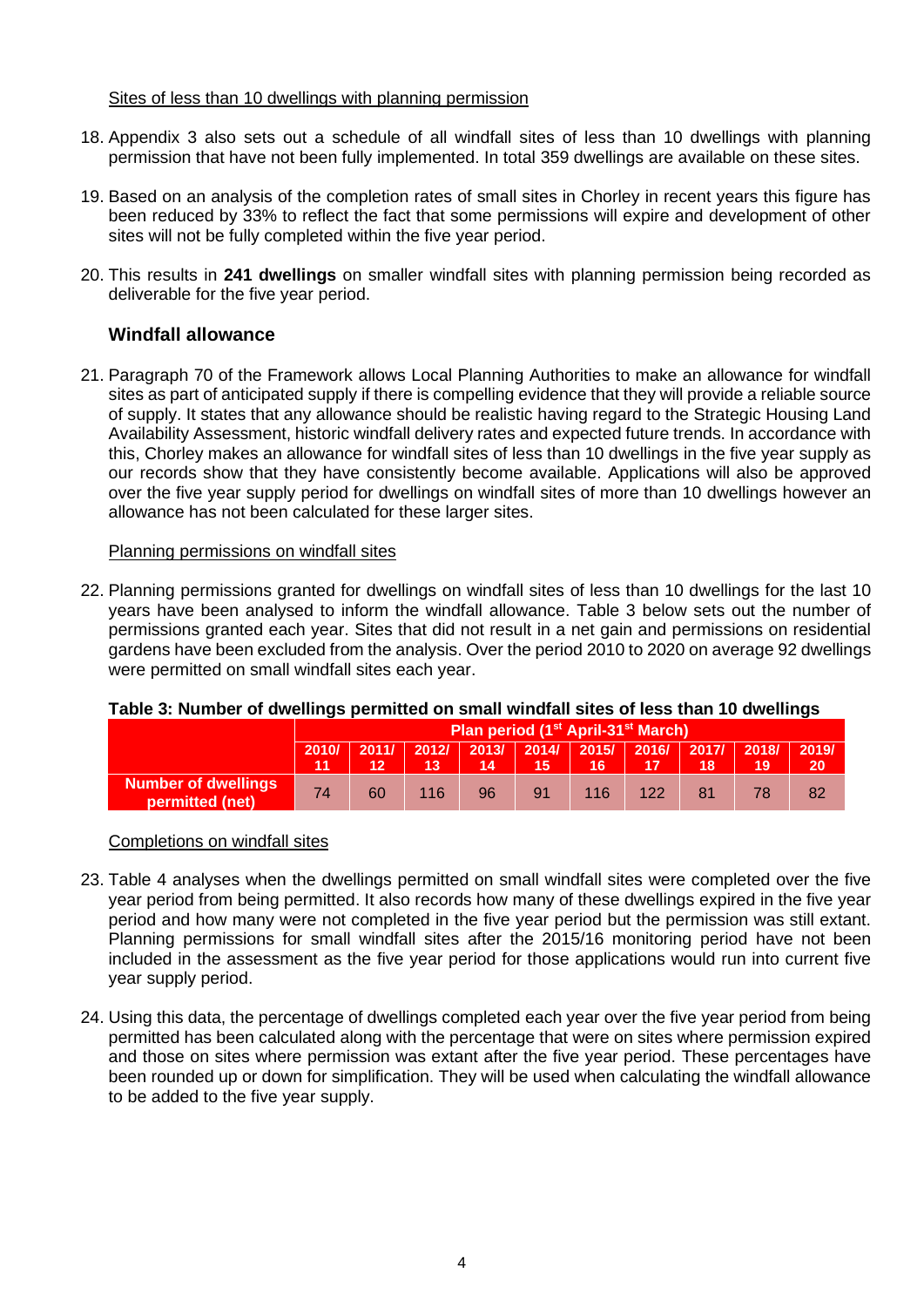Sites of less than 10 dwellings with planning permission

18. Appendix 3 also sets out a schedule of all windfall sites of less than 10 dwellings with planning permission that have not been fully implemented. In total 359 dwellings are available on these sites.

19. Based on an analysis of the completion rates of small sites in Chorley in recent years this figure has been reduced by 33% to reflect the fact that some permissions will expire and development of other sites will not be fully completed within the five year period.

20. This results in **241 dwellings** on smaller windfall sites with planning permission being recorded as deliverable for the five year period.

### Windfall allowance

21. Paragraph 70 of the Framework allows Local Planning Authorities to make an allowance for windfall sites as part of anticipated supply if there is compelling evidence that they will provide a reliable source of supply. It states that any allowance should be realistic having regard to the Strategic Housing Land Availability Assessment, historic windfall delivery rates and expected future trends. In accordance with this, Chorley makes an allowance for windfall sites of less than 10 dwellings in the five year supply as our records show that they have consistently become available. Applications will also be approved over the five year supply period for dwellings on windfall sites of more than 10 dwellings however an allowance has not been calculated for these larger sites.

Planning permissions on windfall sites

22. Planning permissions granted for dwellings on windfall sites of less than 10 dwellings for the last 10 years have been analysed to inform the windfall allowance. Table 3 below sets out the number of permissions granted each year. Sites that did not result in a net gain and permissions on residential gardens have been excluded from the analysis. Over the period 2010 to 2020 on average 92 dwellings were permitted on small windfall sites each year.

**Table 3: Number of dwellings permitted on small windfall sites of less than 10 dwellings**

| | Plan period (1st April-31st March) | | | | | | | | | |
|---|---|---|---|---|---|---|---|---|---|---|
| | 2010/ 11 | 2011/ 12 | 2012/ 13 | 2013/ 14 | 2014/ 15 | 2015/ 16 | 2016/ 17 | 2017/ 18 | 2018/ 19 | 2019/ 20 |
| Number of dwellings permitted (net) | 74 | 60 | 116 | 96 | 91 | 116 | 122 | 81 | 78 | 82 |

Completions on windfall sites

23. Table 4 analyses when the dwellings permitted on small windfall sites were completed over the five year period from being permitted. It also records how many of these dwellings expired in the five year period and how many were not completed in the five year period but the permission was still extant. Planning permissions for small windfall sites after the 2015/16 monitoring period have not been included in the assessment as the five year period for those applications would run into current five year supply period.

24. Using this data, the percentage of dwellings completed each year over the five year period from being permitted has been calculated along with the percentage that were on sites where permission expired and those on sites where permission was extant after the five year period. These percentages have been rounded up or down for simplification. They will be used when calculating the windfall allowance to be added to the five year supply.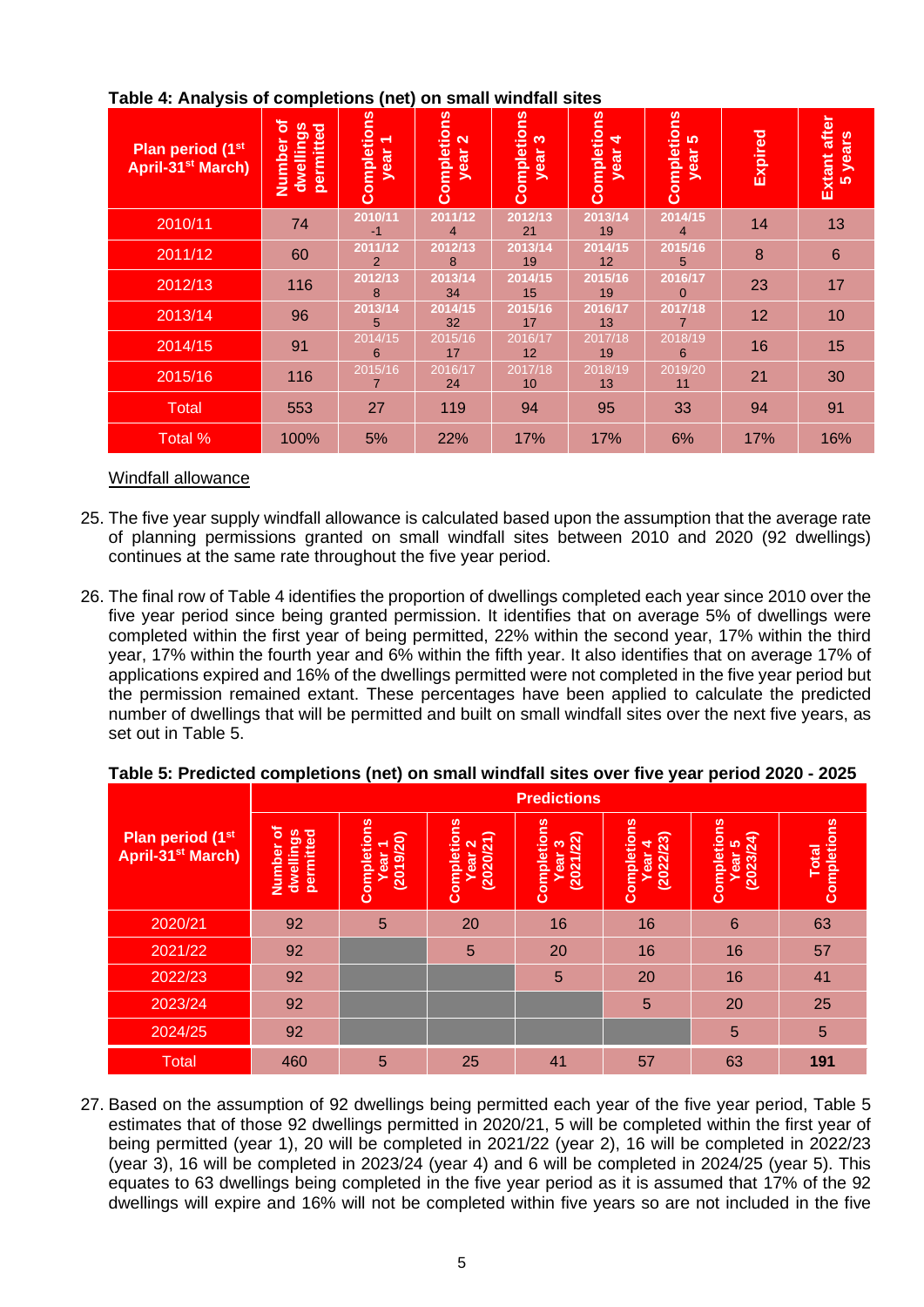**Table 4: Analysis of completions (net) on small windfall sites**

| Plan period (1st April-31st March) | Number of dwellings permitted | Completions year 1 | Completions year 2 | Completions year 3 | Completions year 4 | Completions year 5 | Expired | Extant after 5 years |
|---|---|---|---|---|---|---|---|---|
| 2010/11 | 74 | 2010/11 -1 | 2011/12 4 | 2012/13 21 | 2013/14 19 | 2014/15 4 | 14 | 13 |
| 2011/12 | 60 | 2011/12 2 | 2012/13 8 | 2013/14 19 | 2014/15 12 | 2015/16 5 | 8 | 6 |
| 2012/13 | 116 | 2012/13 8 | 2013/14 34 | 2014/15 15 | 2015/16 19 | 2016/17 0 | 23 | 17 |
| 2013/14 | 96 | 2013/14 5 | 2014/15 32 | 2015/16 17 | 2016/17 13 | 2017/18 7 | 12 | 10 |
| 2014/15 | 91 | 2014/15 6 | 2015/16 17 | 2016/17 12 | 2017/18 19 | 2018/19 6 | 16 | 15 |
| 2015/16 | 116 | 2015/16 7 | 2016/17 24 | 2017/18 10 | 2018/19 13 | 2019/20 11 | 21 | 30 |
| Total | 553 | 27 | 119 | 94 | 95 | 33 | 94 | 91 |
| Total % | 100% | 5% | 22% | 17% | 17% | 6% | 17% | 16% |

Windfall allowance

25. The five year supply windfall allowance is calculated based upon the assumption that the average rate of planning permissions granted on small windfall sites between 2010 and 2020 (92 dwellings) continues at the same rate throughout the five year period.

26. The final row of Table 4 identifies the proportion of dwellings completed each year since 2010 over the five year period since being granted permission. It identifies that on average 5% of dwellings were completed within the first year of being permitted, 22% within the second year, 17% within the third year, 17% within the fourth year and 6% within the fifth year. It also identifies that on average 17% of applications expired and 16% of the dwellings permitted were not completed in the five year period but the permission remained extant. These percentages have been applied to calculate the predicted number of dwellings that will be permitted and built on small windfall sites over the next five years, as set out in Table 5.

**Table 5: Predicted completions (net) on small windfall sites over five year period 2020 - 2025**

| Plan period (1st April-31st March) | Predictions | | | | | | |
|---|---|---|---|---|---|---|---|
| | Number of dwellings permitted | Completions Year 1 (2019/20) | Completions Year 2 (2020/21) | Completions Year 3 (2021/22) | Completions Year 4 (2022/23) | Completions Year 5 (2023/24) | Total Completions |
| 2020/21 | 92 | 5 | 20 | 16 | 16 | 6 | 63 |
| 2021/22 | 92 | | 5 | 20 | 16 | 16 | 57 |
| 2022/23 | 92 | | | 5 | 20 | 16 | 41 |
| 2023/24 | 92 | | | | 5 | 20 | 25 |
| 2024/25 | 92 | | | | | 5 | 5 |
| Total | 460 | 5 | 25 | 41 | 57 | 63 | **191** |

27. Based on the assumption of 92 dwellings being permitted each year of the five year period, Table 5 estimates that of those 92 dwellings permitted in 2020/21, 5 will be completed within the first year of being permitted (year 1), 20 will be completed in 2021/22 (year 2), 16 will be completed in 2022/23 (year 3), 16 will be completed in 2023/24 (year 4) and 6 will be completed in 2024/25 (year 5). This equates to 63 dwellings being completed in the five year period as it is assumed that 17% of the 92 dwellings will expire and 16% will not be completed within five years so are not included in the five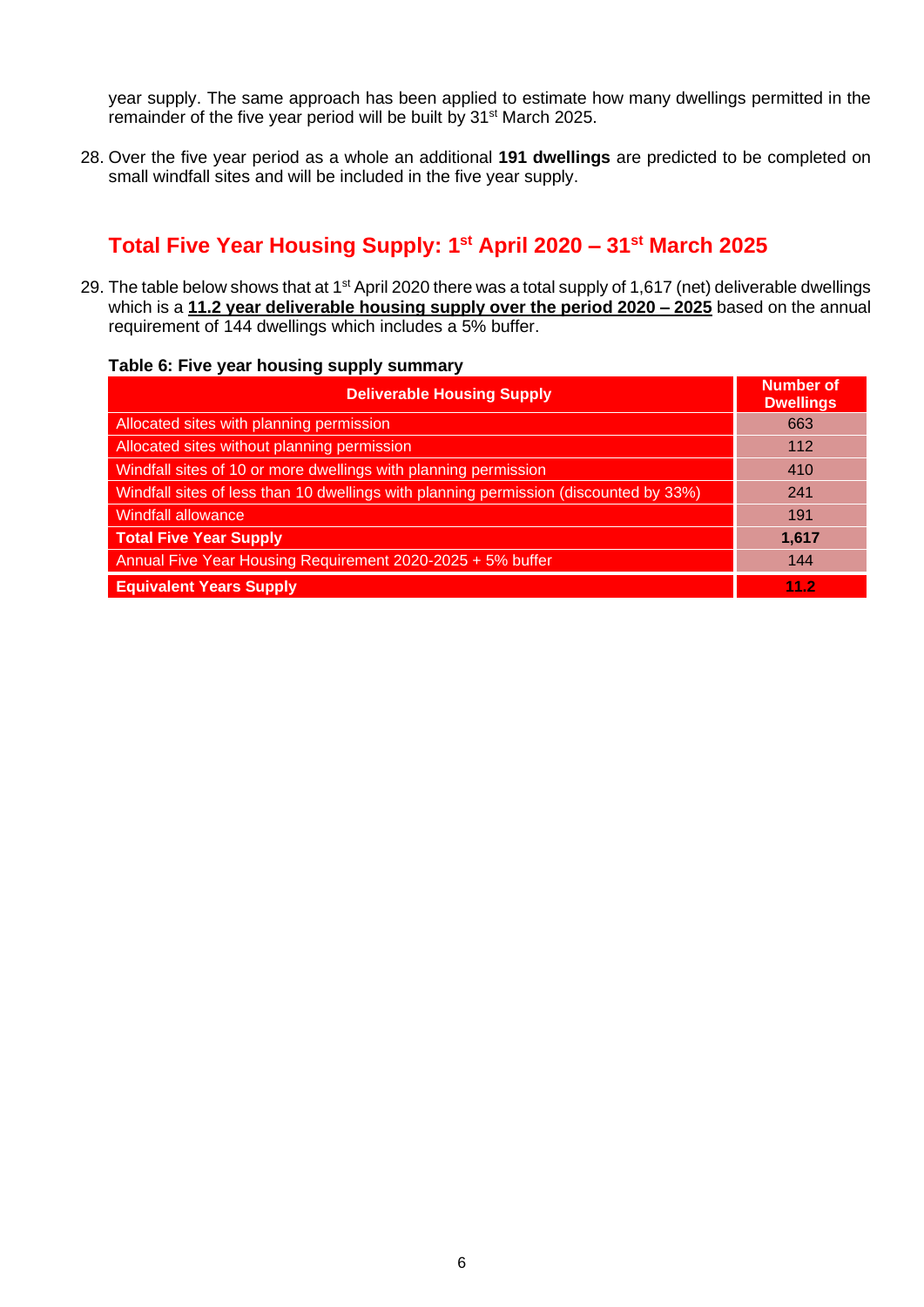year supply. The same approach has been applied to estimate how many dwellings permitted in the remainder of the five year period will be built by 31st March 2025.

28. Over the five year period as a whole an additional **191 dwellings** are predicted to be completed on small windfall sites and will be included in the five year supply.

## Total Five Year Housing Supply: 1st April 2020 – 31st March 2025

29. The table below shows that at 1st April 2020 there was a total supply of 1,617 (net) deliverable dwellings which is a **11.2 year deliverable housing supply over the period 2020 – 2025** based on the annual requirement of 144 dwellings which includes a 5% buffer.

**Table 6: Five year housing supply summary**

| Deliverable Housing Supply | Number of Dwellings |
|---|---|
| Allocated sites with planning permission | 663 |
| Allocated sites without planning permission | 112 |
| Windfall sites of 10 or more dwellings with planning permission | 410 |
| Windfall sites of less than 10 dwellings with planning permission (discounted by 33%) | 241 |
| Windfall allowance | 191 |
| **Total Five Year Supply** | **1,617** |
| Annual Five Year Housing Requirement 2020-2025 + 5% buffer | 144 |
| **Equivalent Years Supply** | **11.2** |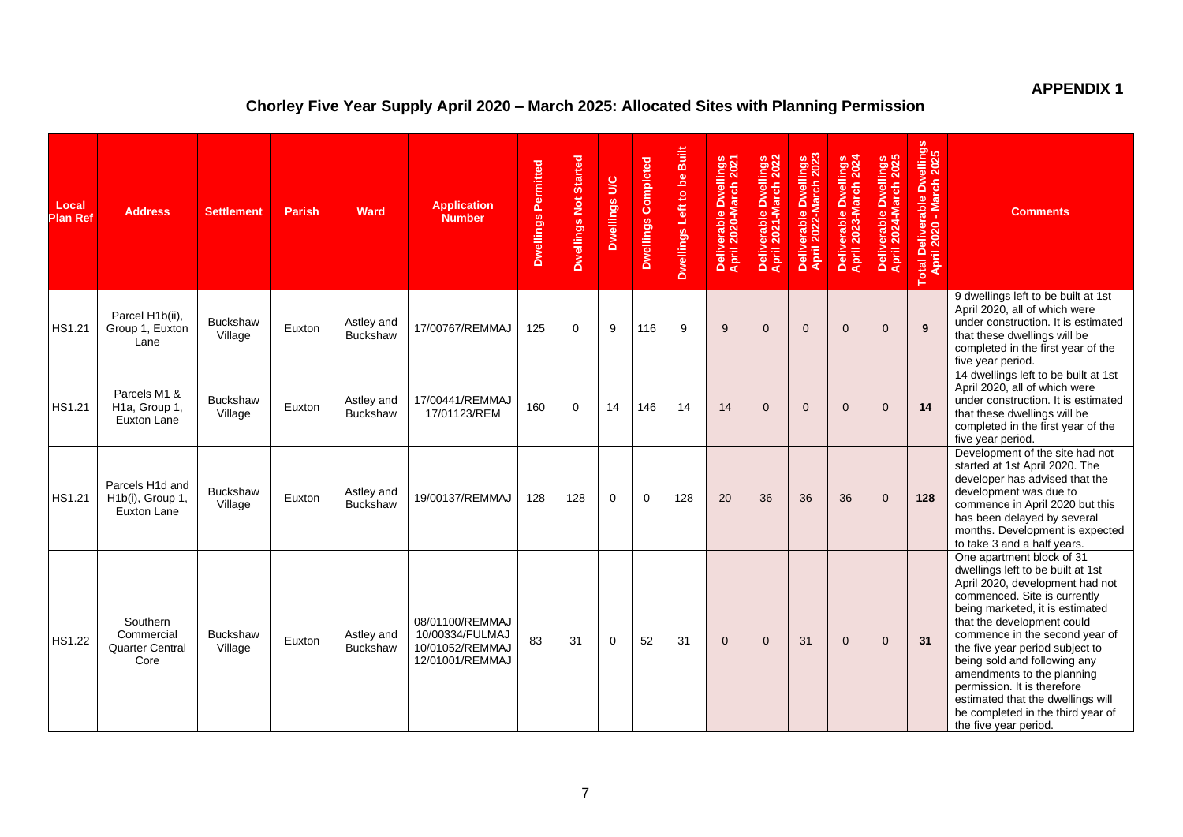**APPENDIX 1**

# Chorley Five Year Supply April 2020 – March 2025: Allocated Sites with Planning Permission

| Local Plan Ref | Address | Settlement | Parish | Ward | Application Number | Dwellings Permitted | Dwellings Not Started | Dwellings U/C | Dwellings Completed | Dwellings Left to be Built | Deliverable Dwellings April 2020-March 2021 | Deliverable Dwellings April 2021-March 2022 | Deliverable Dwellings April 2022-March 2023 | Deliverable Dwellings April 2023-March 2024 | Deliverable Dwellings April 2024-March 2025 | Total Deliverable Dwellings April 2020 - March 2025 | Comments |
|---|---|---|---|---|---|---|---|---|---|---|---|---|---|---|---|---|---|
| HS1.21 | Parcel H1b(ii), Group 1, Euxton Lane | Buckshaw Village | Euxton | Astley and Buckshaw | 17/00767/REMMAJ | 125 | 0 | 9 | 116 | 9 | 9 | 0 | 0 | 0 | 0 | **9** | 9 dwellings left to be built at 1st April 2020, all of which were under construction. It is estimated that these dwellings will be completed in the first year of the five year period. |
| HS1.21 | Parcels M1 & H1a, Group 1, Euxton Lane | Buckshaw Village | Euxton | Astley and Buckshaw | 17/00441/REMMAJ 17/01123/REM | 160 | 0 | 14 | 146 | 14 | 14 | 0 | 0 | 0 | 0 | **14** | 14 dwellings left to be built at 1st April 2020, all of which were under construction. It is estimated that these dwellings will be completed in the first year of the five year period. |
| HS1.21 | Parcels H1d and H1b(i), Group 1, Euxton Lane | Buckshaw Village | Euxton | Astley and Buckshaw | 19/00137/REMMAJ | 128 | 128 | 0 | 0 | 128 | 20 | 36 | 36 | 36 | 0 | **128** | Development of the site had not started at 1st April 2020. The developer has advised that the development was due to commence in April 2020 but this has been delayed by several months. Development is expected to take 3 and a half years. |
| HS1.22 | Southern Commercial Quarter Central Core | Buckshaw Village | Euxton | Astley and Buckshaw | 08/01100/REMMAJ 10/00334/FULMAJ 10/01052/REMMAJ 12/01001/REMMAJ | 83 | 31 | 0 | 52 | 31 | 0 | 0 | 31 | 0 | 0 | **31** | One apartment block of 31 dwellings left to be built at 1st April 2020, development had not commenced. Site is currently being marketed, it is estimated that the development could commence in the second year of the five year period subject to being sold and following any amendments to the planning permission. It is therefore estimated that the dwellings will be completed in the third year of the five year period. |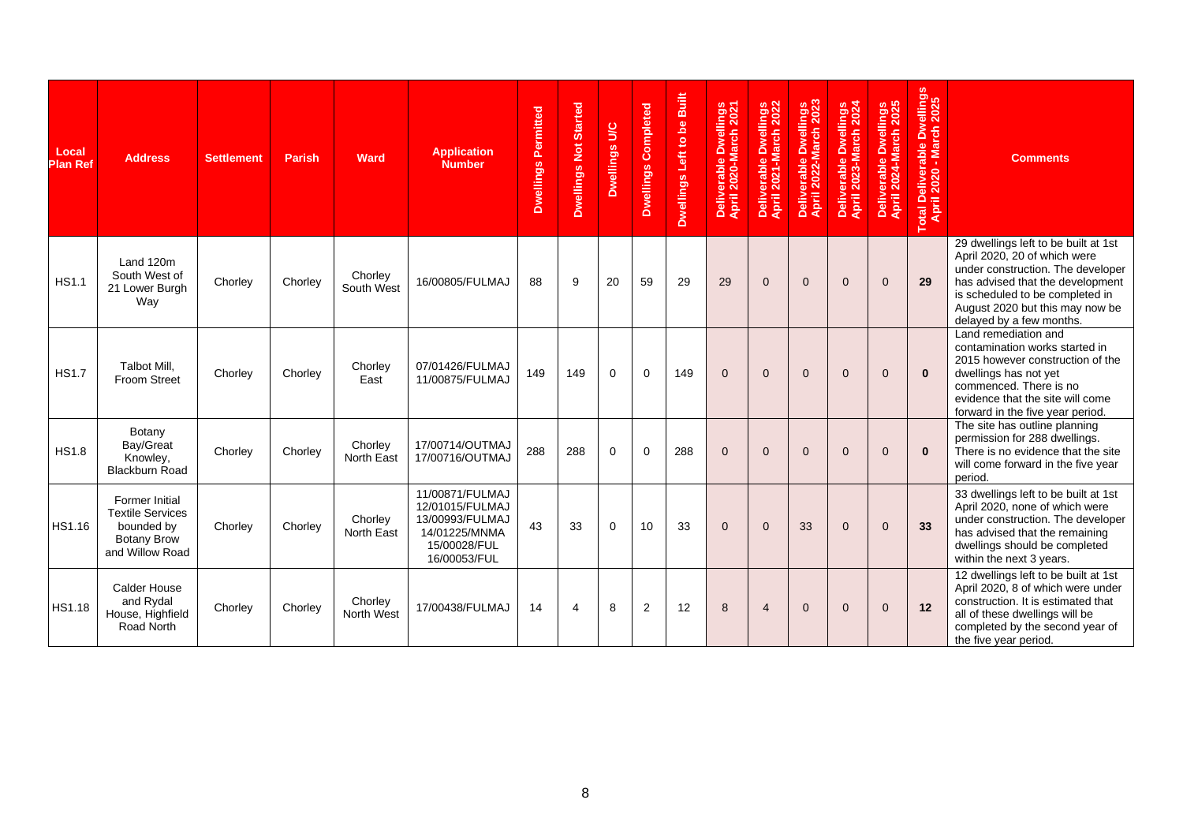| Local Plan Ref | Address | Settlement | Parish | Ward | Application Number | Dwellings Permitted | Dwellings Not Started | Dwellings U/C | Dwellings Completed | Dwellings Left to be Built | Deliverable Dwellings April 2020-March 2021 | Deliverable Dwellings April 2021-March 2022 | Deliverable Dwellings April 2022-March 2023 | Deliverable Dwellings April 2023-March 2024 | Deliverable Dwellings April 2024-March 2025 | Total Deliverable Dwellings April 2020 - March 2025 | Comments |
|---|---|---|---|---|---|---|---|---|---|---|---|---|---|---|---|---|---|
| HS1.1 | Land 120m South West of 21 Lower Burgh Way | Chorley | Chorley | Chorley South West | 16/00805/FULMAJ | 88 | 9 | 20 | 59 | 29 | 29 | 0 | 0 | 0 | 0 | **29** | 29 dwellings left to be built at 1st April 2020, 20 of which were under construction. The developer has advised that the development is scheduled to be completed in August 2020 but this may now be delayed by a few months. |
| HS1.7 | Talbot Mill, Froom Street | Chorley | Chorley | Chorley East | 07/01426/FULMAJ 11/00875/FULMAJ | 149 | 149 | 0 | 0 | 149 | 0 | 0 | 0 | 0 | 0 | **0** | Land remediation and contamination works started in 2015 however construction of the dwellings has not yet commenced. There is no evidence that the site will come forward in the five year period. |
| HS1.8 | Botany Bay/Great Knowley, Blackburn Road | Chorley | Chorley | Chorley North East | 17/00714/OUTMAJ 17/00716/OUTMAJ | 288 | 288 | 0 | 0 | 288 | 0 | 0 | 0 | 0 | 0 | **0** | The site has outline planning permission for 288 dwellings. There is no evidence that the site will come forward in the five year period. |
| HS1.16 | Former Initial Textile Services bounded by Botany Brow and Willow Road | Chorley | Chorley | Chorley North East | 11/00871/FULMAJ 12/01015/FULMAJ 13/00993/FULMAJ 14/01225/MNMA 15/00028/FUL 16/00053/FUL | 43 | 33 | 0 | 10 | 33 | 0 | 0 | 33 | 0 | 0 | **33** | 33 dwellings left to be built at 1st April 2020, none of which were under construction. The developer has advised that the remaining dwellings should be completed within the next 3 years. |
| HS1.18 | Calder House and Rydal House, Highfield Road North | Chorley | Chorley | Chorley North West | 17/00438/FULMAJ | 14 | 4 | 8 | 2 | 12 | 8 | 4 | 0 | 0 | 0 | **12** | 12 dwellings left to be built at 1st April 2020, 8 of which were under construction. It is estimated that all of these dwellings will be completed by the second year of the five year period. |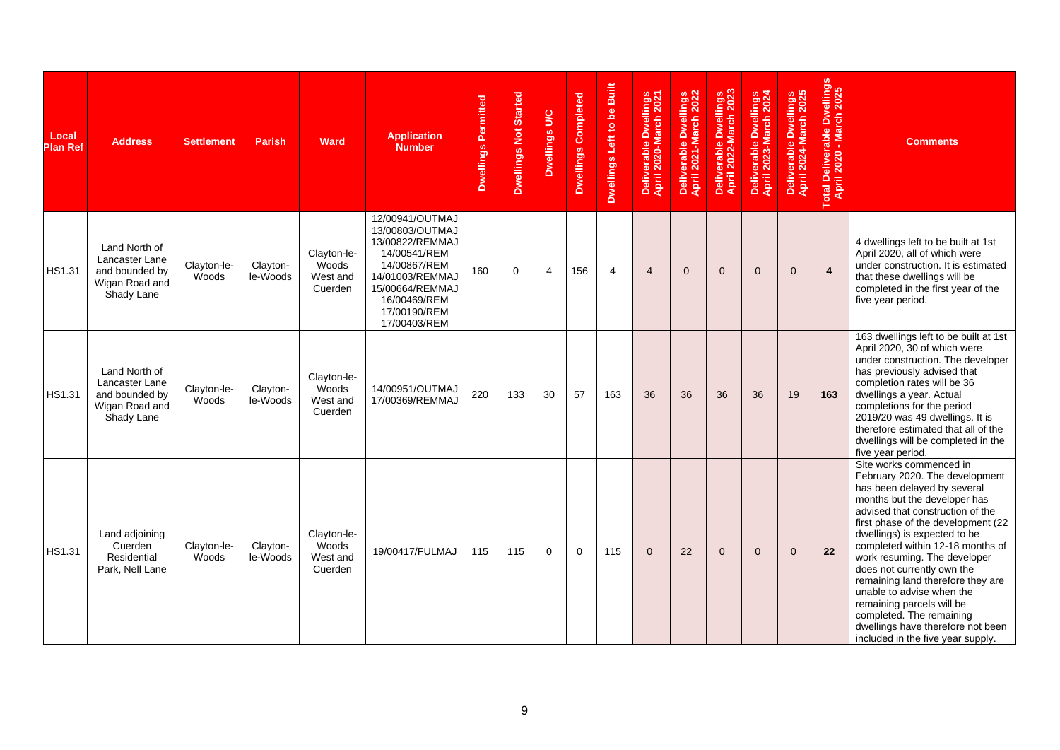| Local Plan Ref | Address | Settlement | Parish | Ward | Application Number | Dwellings Permitted | Dwellings Not Started | Dwellings U/C | Dwellings Completed | Dwellings Left to be Built | Deliverable Dwellings April 2020-March 2021 | Deliverable Dwellings April 2021-March 2022 | Deliverable Dwellings April 2022-March 2023 | Deliverable Dwellings April 2023-March 2024 | Deliverable Dwellings April 2024-March 2025 | Total Deliverable Dwellings April 2020 - March 2025 | Comments |
|---|---|---|---|---|---|---|---|---|---|---|---|---|---|---|---|---|---|
| HS1.31 | Land North of Lancaster Lane and bounded by Wigan Road and Shady Lane | Clayton-le-Woods | Clayton-le-Woods | Clayton-le-Woods West and Cuerden | 12/00941/OUTMAJ 13/00803/OUTMAJ 13/00822/REMMAJ 14/00541/REM 14/00867/REM 14/01003/REMMAJ 15/00664/REMMAJ 16/00469/REM 17/00190/REM 17/00403/REM | 160 | 0 | 4 | 156 | 4 | 4 | 0 | 0 | 0 | 0 | **4** | 4 dwellings left to be built at 1st April 2020, all of which were under construction. It is estimated that these dwellings will be completed in the first year of the five year period. |
| HS1.31 | Land North of Lancaster Lane and bounded by Wigan Road and Shady Lane | Clayton-le-Woods | Clayton-le-Woods | Clayton-le-Woods West and Cuerden | 14/00951/OUTMAJ 17/00369/REMMAJ | 220 | 133 | 30 | 57 | 163 | 36 | 36 | 36 | 36 | 19 | **163** | 163 dwellings left to be built at 1st April 2020, 30 of which were under construction. The developer has previously advised that completion rates will be 36 dwellings a year. Actual completions for the period 2019/20 was 49 dwellings. It is therefore estimated that all of the dwellings will be completed in the five year period. |
| HS1.31 | Land adjoining Cuerden Residential Park, Nell Lane | Clayton-le-Woods | Clayton-le-Woods | Clayton-le-Woods West and Cuerden | 19/00417/FULMAJ | 115 | 115 | 0 | 0 | 115 | 0 | 22 | 0 | 0 | 0 | **22** | Site works commenced in February 2020. The development has been delayed by several months but the developer has advised that construction of the first phase of the development (22 dwellings) is expected to be completed within 12-18 months of work resuming. The developer does not currently own the remaining land therefore they are unable to advise when the remaining parcels will be completed. The remaining dwellings have therefore not been included in the five year supply. |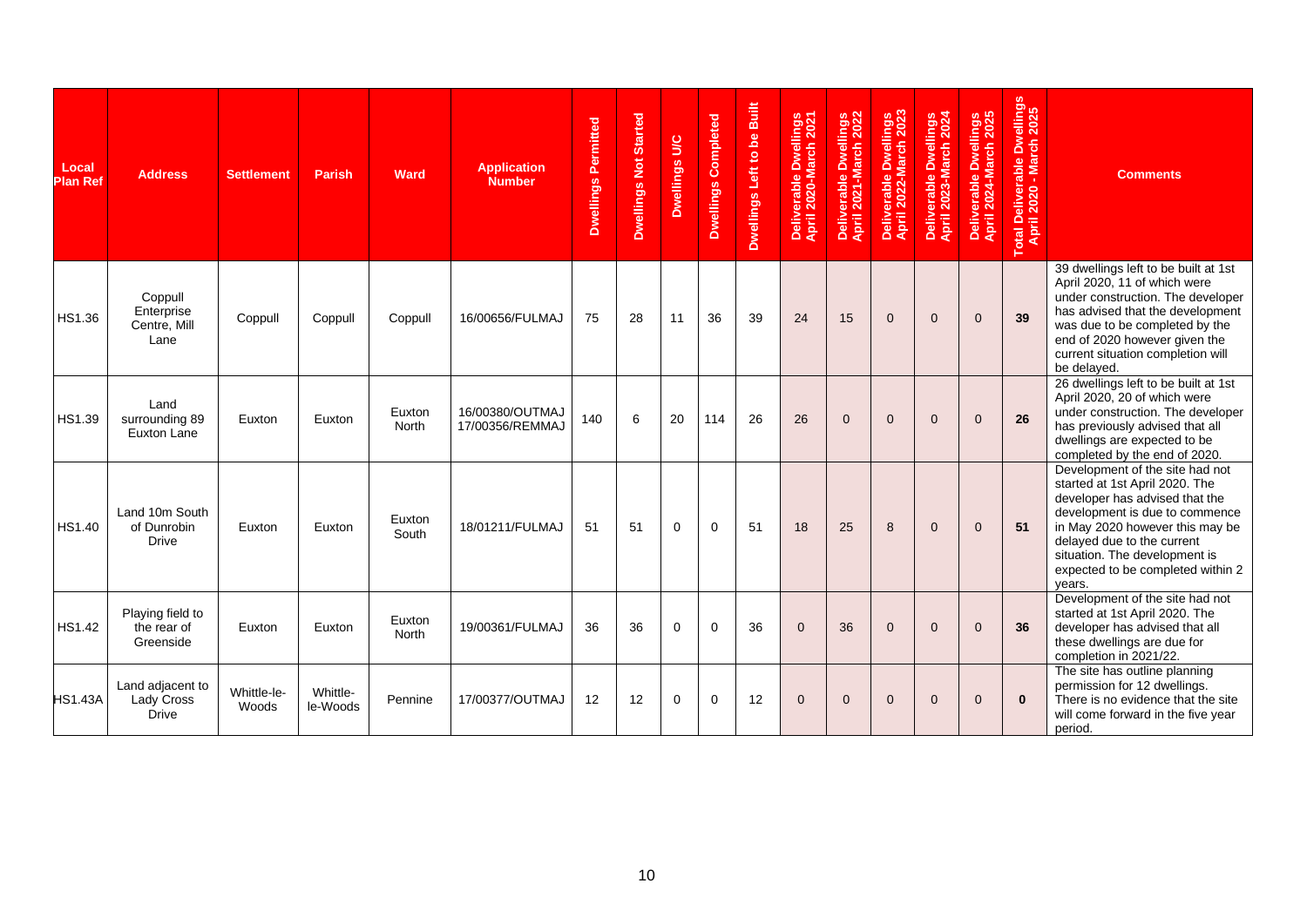| Local Plan Ref | Address | Settlement | Parish | Ward | Application Number | Dwellings Permitted | Dwellings Not Started | Dwellings U/C | Dwellings Completed | Dwellings Left to be Built | Deliverable Dwellings April 2020-March 2021 | Deliverable Dwellings April 2021-March 2022 | Deliverable Dwellings April 2022-March 2023 | Deliverable Dwellings April 2023-March 2024 | Deliverable Dwellings April 2024-March 2025 | Total Deliverable Dwellings April 2020 - March 2025 | Comments |
|---|---|---|---|---|---|---|---|---|---|---|---|---|---|---|---|---|---|
| HS1.36 | Coppull Enterprise Centre, Mill Lane | Coppull | Coppull | Coppull | 16/00656/FULMAJ | 75 | 28 | 11 | 36 | 39 | 24 | 15 | 0 | 0 | 0 | **39** | 39 dwellings left to be built at 1st April 2020, 11 of which were under construction. The developer has advised that the development was due to be completed by the end of 2020 however given the current situation completion will be delayed. |
| HS1.39 | Land surrounding 89 Euxton Lane | Euxton | Euxton | Euxton North | 16/00380/OUTMAJ 17/00356/REMMAJ | 140 | 6 | 20 | 114 | 26 | 26 | 0 | 0 | 0 | 0 | **26** | 26 dwellings left to be built at 1st April 2020, 20 of which were under construction. The developer has previously advised that all dwellings are expected to be completed by the end of 2020. |
| HS1.40 | Land 10m South of Dunrobin Drive | Euxton | Euxton | Euxton South | 18/01211/FULMAJ | 51 | 51 | 0 | 0 | 51 | 18 | 25 | 8 | 0 | 0 | **51** | Development of the site had not started at 1st April 2020. The developer has advised that the development is due to commence in May 2020 however this may be delayed due to the current situation. The development is expected to be completed within 2 years. |
| HS1.42 | Playing field to the rear of Greenside | Euxton | Euxton | Euxton North | 19/00361/FULMAJ | 36 | 36 | 0 | 0 | 36 | 0 | 36 | 0 | 0 | 0 | **36** | Development of the site had not started at 1st April 2020. The developer has advised that all these dwellings are due for completion in 2021/22. |
| HS1.43A | Land adjacent to Lady Cross Drive | Whittle-le-Woods | Whittle-le-Woods | Pennine | 17/00377/OUTMAJ | 12 | 12 | 0 | 0 | 12 | 0 | 0 | 0 | 0 | 0 | **0** | The site has outline planning permission for 12 dwellings. There is no evidence that the site will come forward in the five year period. |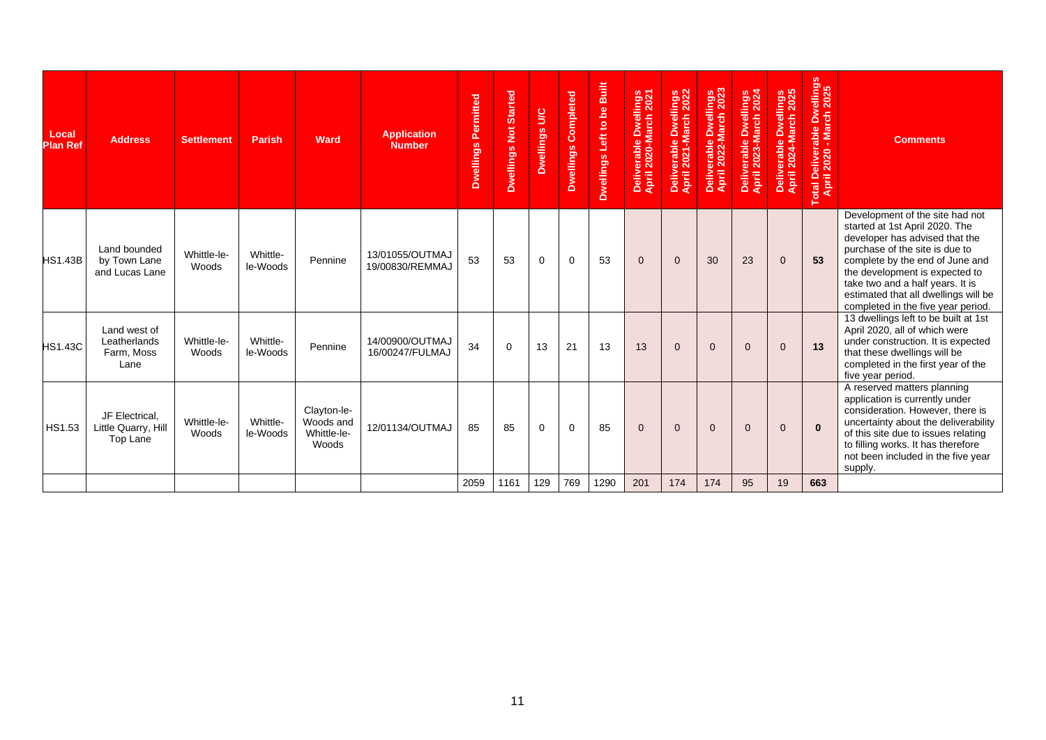| Local Plan Ref | Address | Settlement | Parish | Ward | Application Number | Dwellings Permitted | Dwellings Not Started | Dwellings U/C | Dwellings Completed | Dwellings Left to be Built | Deliverable Dwellings April 2020-March 2021 | Deliverable Dwellings April 2021-March 2022 | Deliverable Dwellings April 2022-March 2023 | Deliverable Dwellings April 2023-March 2024 | Deliverable Dwellings April 2024-March 2025 | Total Deliverable Dwellings April 2020 - March 2025 | Comments |
|---|---|---|---|---|---|---|---|---|---|---|---|---|---|---|---|---|---|
| HS1.43B | Land bounded by Town Lane and Lucas Lane | Whittle-le-Woods | Whittle-le-Woods | Pennine | 13/01055/OUTMAJ 19/00830/REMMAJ | 53 | 53 | 0 | 0 | 53 | 0 | 0 | 30 | 23 | 0 | **53** | Development of the site had not started at 1st April 2020. The developer has advised that the purchase of the site is due to complete by the end of June and the development is expected to take two and a half years. It is estimated that all dwellings will be completed in the five year period. |
| HS1.43C | Land west of Leatherlands Farm, Moss Lane | Whittle-le-Woods | Whittle-le-Woods | Pennine | 14/00900/OUTMAJ 16/00247/FULMAJ | 34 | 0 | 13 | 21 | 13 | 13 | 0 | 0 | 0 | 0 | **13** | 13 dwellings left to be built at 1st April 2020, all of which were under construction. It is expected that these dwellings will be completed in the first year of the five year period. |
| HS1.53 | JF Electrical, Little Quarry, Hill Top Lane | Whittle-le-Woods | Whittle-le-Woods | Clayton-le-Woods and Whittle-le-Woods | 12/01134/OUTMAJ | 85 | 85 | 0 | 0 | 85 | 0 | 0 | 0 | 0 | 0 | **0** | A reserved matters planning application is currently under consideration. However, there is uncertainty about the deliverability of this site due to issues relating to filling works. It has therefore not been included in the five year supply. |
| | | | | | | 2059 | 1161 | 129 | 769 | 1290 | 201 | 174 | 174 | 95 | 19 | **663** | |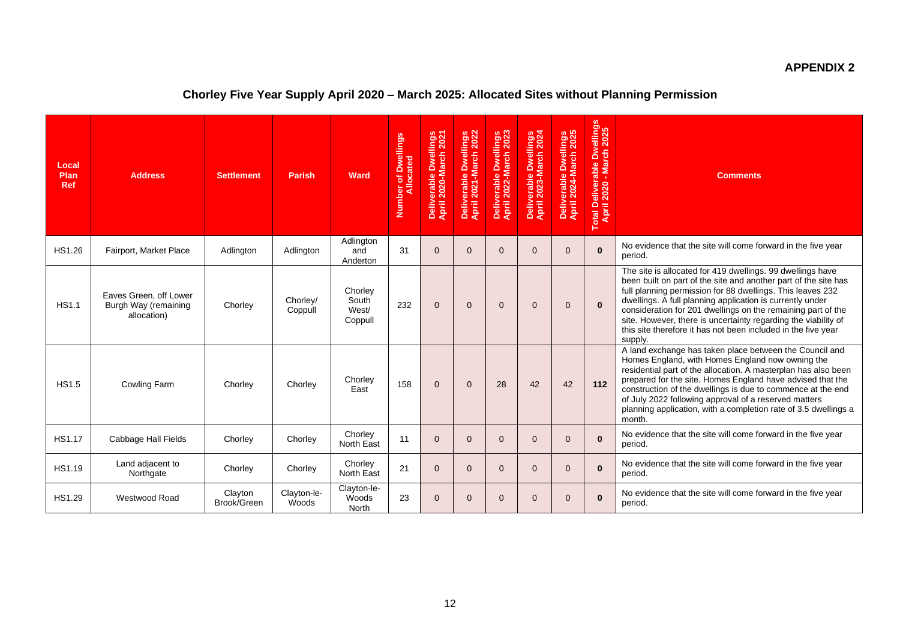**APPENDIX 2**

## Chorley Five Year Supply April 2020 – March 2025: Allocated Sites without Planning Permission

| Local Plan Ref | Address | Settlement | Parish | Ward | Number of Dwellings Allocated | Deliverable Dwellings April 2020-March 2021 | Deliverable Dwellings April 2021-March 2022 | Deliverable Dwellings April 2022-March 2023 | Deliverable Dwellings April 2023-March 2024 | Deliverable Dwellings April 2024-March 2025 | Total Deliverable Dwellings April 2020 - March 2025 | Comments |
|---|---|---|---|---|---|---|---|---|---|---|---|---|
| HS1.26 | Fairport, Market Place | Adlington | Adlington | Adlington and Anderton | 31 | 0 | 0 | 0 | 0 | 0 | **0** | No evidence that the site will come forward in the five year period. |
| HS1.1 | Eaves Green, off Lower Burgh Way (remaining allocation) | Chorley | Chorley/ Coppull | Chorley South West/ Coppull | 232 | 0 | 0 | 0 | 0 | 0 | **0** | The site is allocated for 419 dwellings. 99 dwellings have been built on part of the site and another part of the site has full planning permission for 88 dwellings. This leaves 232 dwellings. A full planning application is currently under consideration for 201 dwellings on the remaining part of the site. However, there is uncertainty regarding the viability of this site therefore it has not been included in the five year supply. |
| HS1.5 | Cowling Farm | Chorley | Chorley | Chorley East | 158 | 0 | 0 | 28 | 42 | 42 | **112** | A land exchange has taken place between the Council and Homes England, with Homes England now owning the residential part of the allocation. A masterplan has also been prepared for the site. Homes England have advised that the construction of the dwellings is due to commence at the end of July 2022 following approval of a reserved matters planning application, with a completion rate of 3.5 dwellings a month. |
| HS1.17 | Cabbage Hall Fields | Chorley | Chorley | Chorley North East | 11 | 0 | 0 | 0 | 0 | 0 | **0** | No evidence that the site will come forward in the five year period. |
| HS1.19 | Land adjacent to Northgate | Chorley | Chorley | Chorley North East | 21 | 0 | 0 | 0 | 0 | 0 | **0** | No evidence that the site will come forward in the five year period. |
| HS1.29 | Westwood Road | Clayton Brook/Green | Clayton-le-Woods | Clayton-le-Woods North | 23 | 0 | 0 | 0 | 0 | 0 | **0** | No evidence that the site will come forward in the five year period. |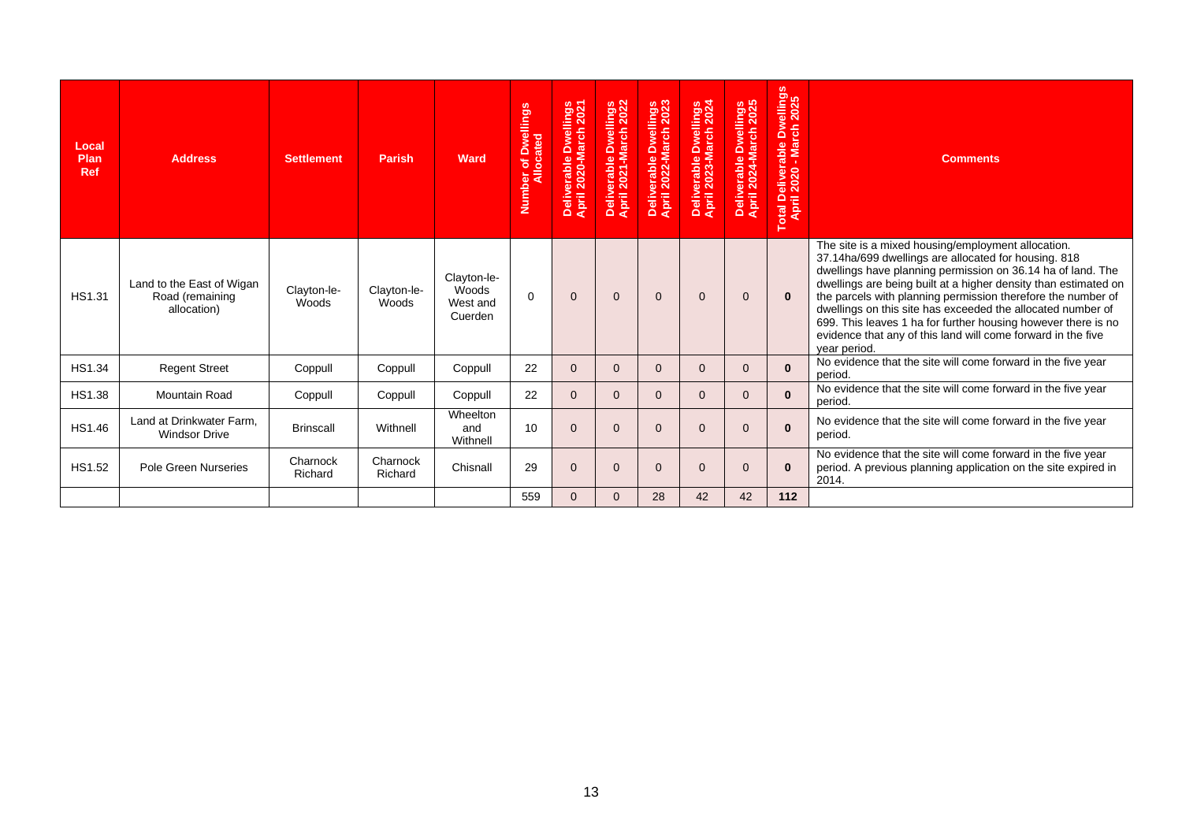| Local Plan Ref | Address | Settlement | Parish | Ward | Number of Dwellings Allocated | Deliverable Dwellings April 2020-March 2021 | Deliverable Dwellings April 2021-March 2022 | Deliverable Dwellings April 2022-March 2023 | Deliverable Dwellings April 2023-March 2024 | Deliverable Dwellings April 2024-March 2025 | Total Deliverable Dwellings April 2020 - March 2025 | Comments |
|---|---|---|---|---|---|---|---|---|---|---|---|---|
| HS1.31 | Land to the East of Wigan Road (remaining allocation) | Clayton-le-Woods | Clayton-le-Woods | Clayton-le-Woods West and Cuerden | 0 | 0 | 0 | 0 | 0 | 0 | **0** | The site is a mixed housing/employment allocation. 37.14ha/699 dwellings are allocated for housing. 818 dwellings have planning permission on 36.14 ha of land. The dwellings are being built at a higher density than estimated on the parcels with planning permission therefore the number of dwellings on this site has exceeded the allocated number of 699. This leaves 1 ha for further housing however there is no evidence that any of this land will come forward in the five year period. |
| HS1.34 | Regent Street | Coppull | Coppull | Coppull | 22 | 0 | 0 | 0 | 0 | 0 | **0** | No evidence that the site will come forward in the five year period. |
| HS1.38 | Mountain Road | Coppull | Coppull | Coppull | 22 | 0 | 0 | 0 | 0 | 0 | **0** | No evidence that the site will come forward in the five year period. |
| HS1.46 | Land at Drinkwater Farm, Windsor Drive | Brinscall | Withnell | Wheelton and Withnell | 10 | 0 | 0 | 0 | 0 | 0 | **0** | No evidence that the site will come forward in the five year period. |
| HS1.52 | Pole Green Nurseries | Charnock Richard | Charnock Richard | Chisnall | 29 | 0 | 0 | 0 | 0 | 0 | **0** | No evidence that the site will come forward in the five year period. A previous planning application on the site expired in 2014. |
| | | | | | 559 | 0 | 0 | 28 | 42 | 42 | **112** | |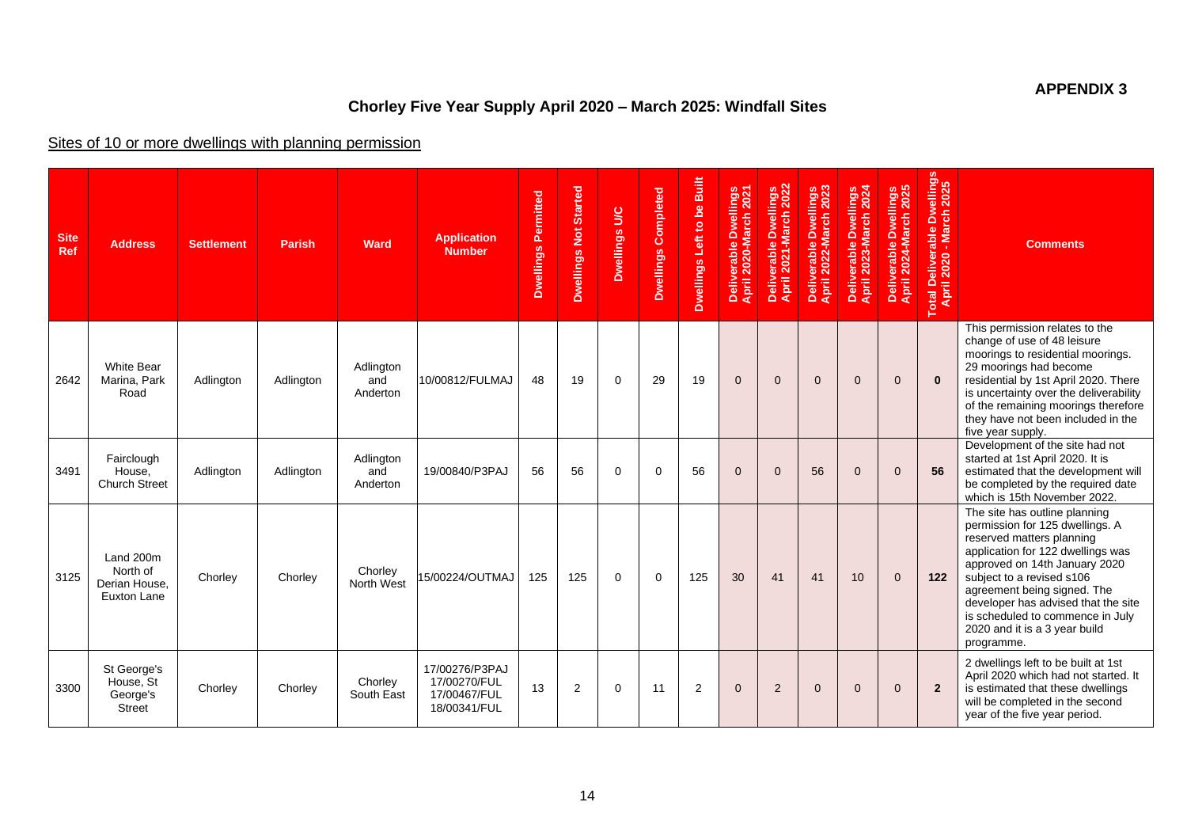**APPENDIX 3**

## Chorley Five Year Supply April 2020 – March 2025: Windfall Sites

Sites of 10 or more dwellings with planning permission

| Site Ref | Address | Settlement | Parish | Ward | Application Number | Dwellings Permitted | Dwellings Not Started | Dwellings U/C | Dwellings Completed | Dwellings Left to be Built | Deliverable Dwellings April 2020-March 2021 | Deliverable Dwellings April 2021-March 2022 | Deliverable Dwellings April 2022-March 2023 | Deliverable Dwellings April 2023-March 2024 | Deliverable Dwellings April 2024-March 2025 | Total Deliverable Dwellings April 2020 - March 2025 | Comments |
|---|---|---|---|---|---|---|---|---|---|---|---|---|---|---|---|---|---|
| 2642 | White Bear Marina, Park Road | Adlington | Adlington | Adlington and Anderton | 10/00812/FULMAJ | 48 | 19 | 0 | 29 | 19 | 0 | 0 | 0 | 0 | 0 | **0** | This permission relates to the change of use of 48 leisure moorings to residential moorings. 29 moorings had become residential by 1st April 2020. There is uncertainty over the deliverability of the remaining moorings therefore they have not been included in the five year supply. |
| 3491 | Fairclough House, Church Street | Adlington | Adlington | Adlington and Anderton | 19/00840/P3PAJ | 56 | 56 | 0 | 0 | 56 | 0 | 0 | 56 | 0 | 0 | **56** | Development of the site had not started at 1st April 2020. It is estimated that the development will be completed by the required date which is 15th November 2022. |
| 3125 | Land 200m North of Derian House, Euxton Lane | Chorley | Chorley | Chorley North West | 15/00224/OUTMAJ | 125 | 125 | 0 | 0 | 125 | 30 | 41 | 41 | 10 | 0 | **122** | The site has outline planning permission for 125 dwellings. A reserved matters planning application for 122 dwellings was approved on 14th January 2020 subject to a revised s106 agreement being signed. The developer has advised that the site is scheduled to commence in July 2020 and it is a 3 year build programme. |
| 3300 | St George's House, St George's Street | Chorley | Chorley | Chorley South East | 17/00276/P3PAJ 17/00270/FUL 17/00467/FUL 18/00341/FUL | 13 | 2 | 0 | 11 | 2 | 0 | 2 | 0 | 0 | 0 | **2** | 2 dwellings left to be built at 1st April 2020 which had not started. It is estimated that these dwellings will be completed in the second year of the five year period. |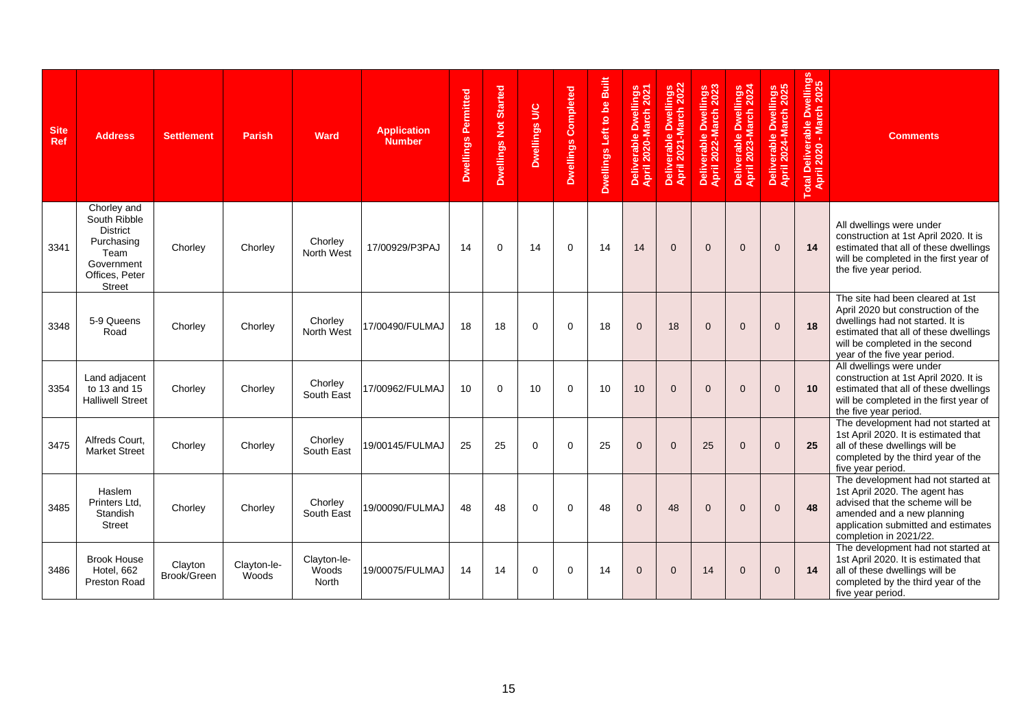| Site Ref | Address | Settlement | Parish | Ward | Application Number | Dwellings Permitted | Dwellings Not Started | Dwellings U/C | Dwellings Completed | Dwellings Left to be Built | Deliverable Dwellings April 2020-March 2021 | Deliverable Dwellings April 2021-March 2022 | Deliverable Dwellings April 2022-March 2023 | Deliverable Dwellings April 2023-March 2024 | Deliverable Dwellings April 2024-March 2025 | Total Deliverable Dwellings April 2020 - March 2025 | Comments |
|---|---|---|---|---|---|---|---|---|---|---|---|---|---|---|---|---|---|
| 3341 | Chorley and South Ribble District Purchasing Team Government Offices, Peter Street | Chorley | Chorley | Chorley North West | 17/00929/P3PAJ | 14 | 0 | 14 | 0 | 14 | 14 | 0 | 0 | 0 | 0 | **14** | All dwellings were under construction at 1st April 2020. It is estimated that all of these dwellings will be completed in the first year of the five year period. |
| 3348 | 5-9 Queens Road | Chorley | Chorley | Chorley North West | 17/00490/FULMAJ | 18 | 18 | 0 | 0 | 18 | 0 | 18 | 0 | 0 | 0 | **18** | The site had been cleared at 1st April 2020 but construction of the dwellings had not started. It is estimated that all of these dwellings will be completed in the second year of the five year period. |
| 3354 | Land adjacent to 13 and 15 Halliwell Street | Chorley | Chorley | Chorley South East | 17/00962/FULMAJ | 10 | 0 | 10 | 0 | 10 | 10 | 0 | 0 | 0 | 0 | **10** | All dwellings were under construction at 1st April 2020. It is estimated that all of these dwellings will be completed in the first year of the five year period. |
| 3475 | Alfreds Court, Market Street | Chorley | Chorley | Chorley South East | 19/00145/FULMAJ | 25 | 25 | 0 | 0 | 25 | 0 | 0 | 25 | 0 | 0 | **25** | The development had not started at 1st April 2020. It is estimated that all of these dwellings will be completed by the third year of the five year period. |
| 3485 | Haslem Printers Ltd, Standish Street | Chorley | Chorley | Chorley South East | 19/00090/FULMAJ | 48 | 48 | 0 | 0 | 48 | 0 | 48 | 0 | 0 | 0 | **48** | The development had not started at 1st April 2020. The agent has advised that the scheme will be amended and a new planning application submitted and estimates completion in 2021/22. |
| 3486 | Brook House Hotel, 662 Preston Road | Clayton Brook/Green | Clayton-le-Woods | Clayton-le-Woods North | 19/00075/FULMAJ | 14 | 14 | 0 | 0 | 14 | 0 | 0 | 14 | 0 | 0 | **14** | The development had not started at 1st April 2020. It is estimated that all of these dwellings will be completed by the third year of the five year period. |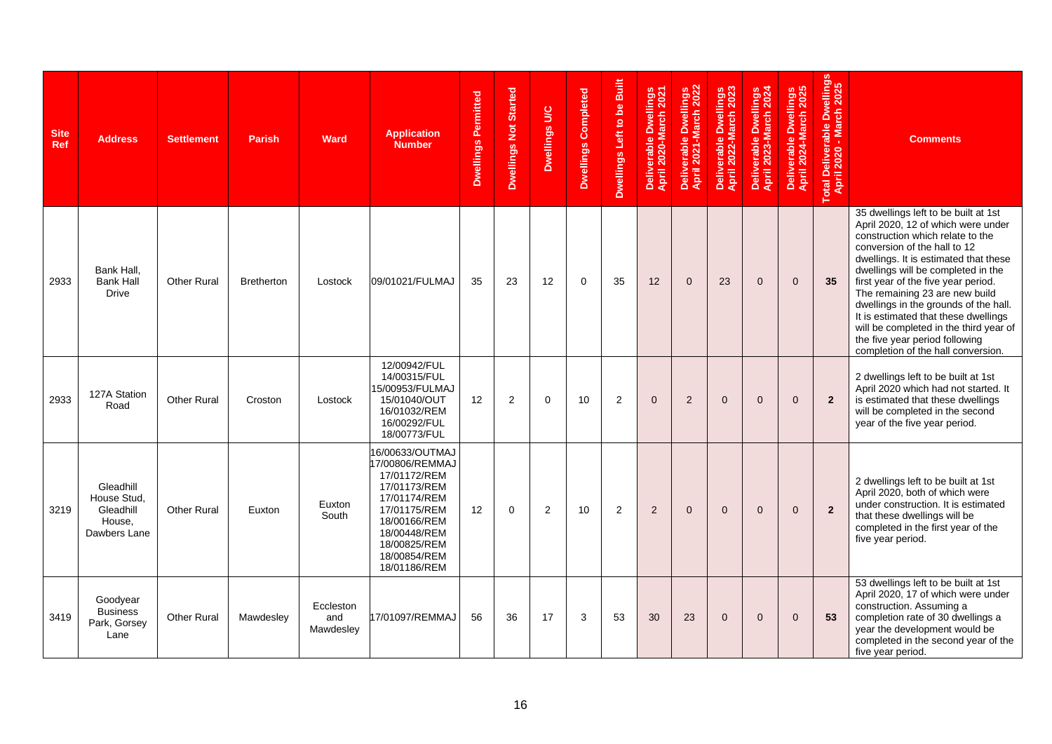| Site Ref | Address | Settlement | Parish | Ward | Application Number | Dwellings Permitted | Dwellings Not Started | Dwellings U/C | Dwellings Completed | Dwellings Left to be Built | Deliverable Dwellings April 2020-March 2021 | Deliverable Dwellings April 2021-March 2022 | Deliverable Dwellings April 2022-March 2023 | Deliverable Dwellings April 2023-March 2024 | Deliverable Dwellings April 2024-March 2025 | Total Deliverable Dwellings April 2020 - March 2025 | Comments |
|---|---|---|---|---|---|---|---|---|---|---|---|---|---|---|---|---|---|
| 2933 | Bank Hall, Bank Hall Drive | Other Rural | Bretherton | Lostock | 09/01021/FULMAJ | 35 | 23 | 12 | 0 | 35 | 12 | 0 | 23 | 0 | 0 | **35** | 35 dwellings left to be built at 1st April 2020, 12 of which were under construction which relate to the conversion of the hall to 12 dwellings. It is estimated that these dwellings will be completed in the first year of the five year period. The remaining 23 are new build dwellings in the grounds of the hall. It is estimated that these dwellings will be completed in the third year of the five year period following completion of the hall conversion. |
| 2933 | 127A Station Road | Other Rural | Croston | Lostock | 12/00942/FUL 14/00315/FUL 15/00953/FULMAJ 15/01040/OUT 16/01032/REM 16/00292/FUL 18/00773/FUL | 12 | 2 | 0 | 10 | 2 | 0 | 2 | 0 | 0 | 0 | **2** | 2 dwellings left to be built at 1st April 2020 which had not started. It is estimated that these dwellings will be completed in the second year of the five year period. |
| 3219 | Gleadhill House Stud, Gleadhill House, Dawbers Lane | Other Rural | Euxton | Euxton South | 16/00633/OUTMAJ 17/00806/REMMAJ 17/01172/REM 17/01173/REM 17/01174/REM 17/01175/REM 18/00166/REM 18/00448/REM 18/00825/REM 18/00854/REM 18/01186/REM | 12 | 0 | 2 | 10 | 2 | 2 | 0 | 0 | 0 | 0 | **2** | 2 dwellings left to be built at 1st April 2020, both of which were under construction. It is estimated that these dwellings will be completed in the first year of the five year period. |
| 3419 | Goodyear Business Park, Gorsey Lane | Other Rural | Mawdesley | Eccleston and Mawdesley | 17/01097/REMMAJ | 56 | 36 | 17 | 3 | 53 | 30 | 23 | 0 | 0 | 0 | **53** | 53 dwellings left to be built at 1st April 2020, 17 of which were under construction. Assuming a completion rate of 30 dwellings a year the development would be completed in the second year of the five year period. |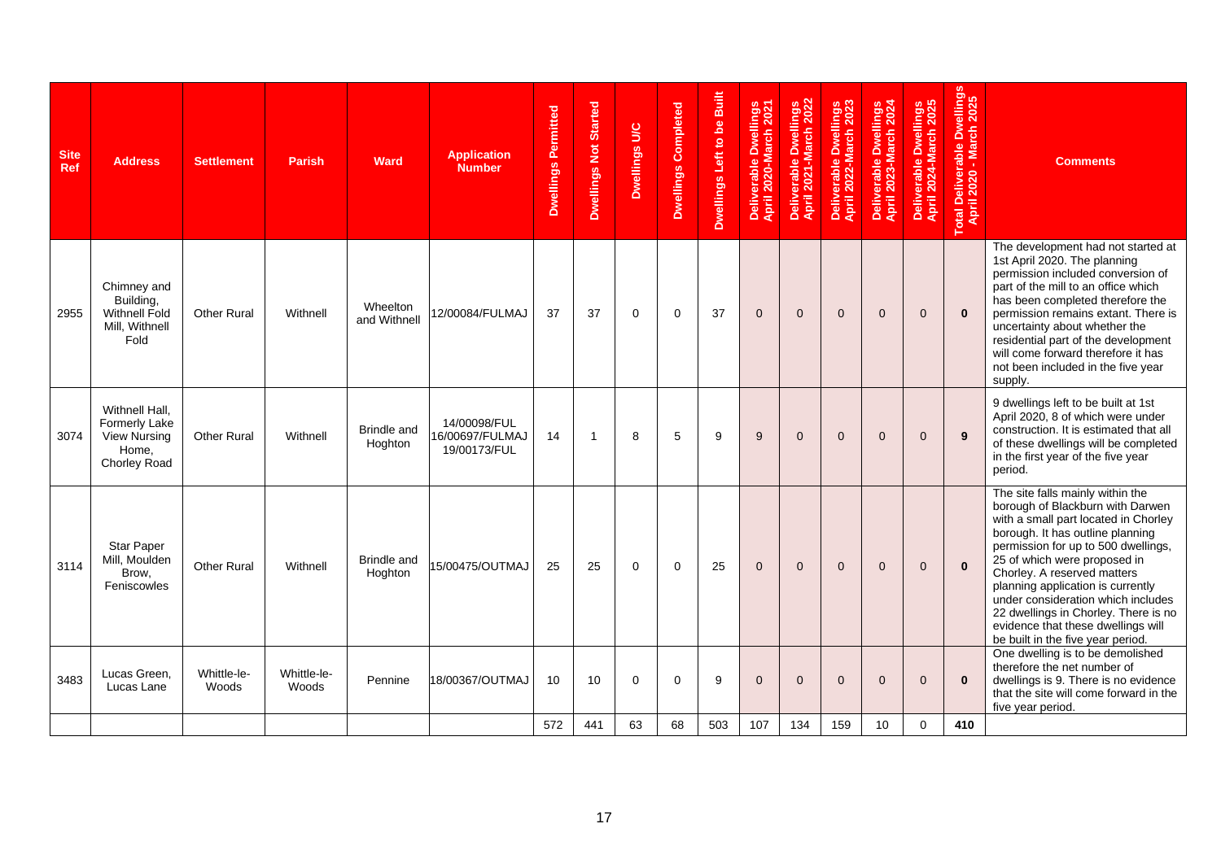| Site Ref | Address | Settlement | Parish | Ward | Application Number | Dwellings Permitted | Dwellings Not Started | Dwellings U/C | Dwellings Completed | Dwellings Left to be Built | Deliverable Dwellings April 2020-March 2021 | Deliverable Dwellings April 2021-March 2022 | Deliverable Dwellings April 2022-March 2023 | Deliverable Dwellings April 2023-March 2024 | Deliverable Dwellings April 2024-March 2025 | Total Deliverable Dwellings April 2020 - March 2025 | Comments |
|---|---|---|---|---|---|---|---|---|---|---|---|---|---|---|---|---|---|
| 2955 | Chimney and Building, Withnell Fold Mill, Withnell Fold | Other Rural | Withnell | Wheelton and Withnell | 12/00084/FULMAJ | 37 | 37 | 0 | 0 | 37 | 0 | 0 | 0 | 0 | 0 | **0** | The development had not started at 1st April 2020. The planning permission included conversion of part of the mill to an office which has been completed therefore the permission remains extant. There is uncertainty about whether the residential part of the development will come forward therefore it has not been included in the five year supply. |
| 3074 | Withnell Hall, Formerly Lake View Nursing Home, Chorley Road | Other Rural | Withnell | Brindle and Hoghton | 14/00098/FUL 16/00697/FULMAJ 19/00173/FUL | 14 | 1 | 8 | 5 | 9 | 9 | 0 | 0 | 0 | 0 | **9** | 9 dwellings left to be built at 1st April 2020, 8 of which were under construction. It is estimated that all of these dwellings will be completed in the first year of the five year period. |
| 3114 | Star Paper Mill, Moulden Brow, Feniscowles | Other Rural | Withnell | Brindle and Hoghton | 15/00475/OUTMAJ | 25 | 25 | 0 | 0 | 25 | 0 | 0 | 0 | 0 | 0 | **0** | The site falls mainly within the borough of Blackburn with Darwen with a small part located in Chorley borough. It has outline planning permission for up to 500 dwellings, 25 of which were proposed in Chorley. A reserved matters planning application is currently under consideration which includes 22 dwellings in Chorley. There is no evidence that these dwellings will be built in the five year period. |
| 3483 | Lucas Green, Lucas Lane | Whittle-le-Woods | Whittle-le-Woods | Pennine | 18/00367/OUTMAJ | 10 | 10 | 0 | 0 | 9 | 0 | 0 | 0 | 0 | 0 | **0** | One dwelling is to be demolished therefore the net number of dwellings is 9. There is no evidence that the site will come forward in the five year period. |
| | | | | | | 572 | 441 | 63 | 68 | 503 | 107 | 134 | 159 | 10 | 0 | **410** | |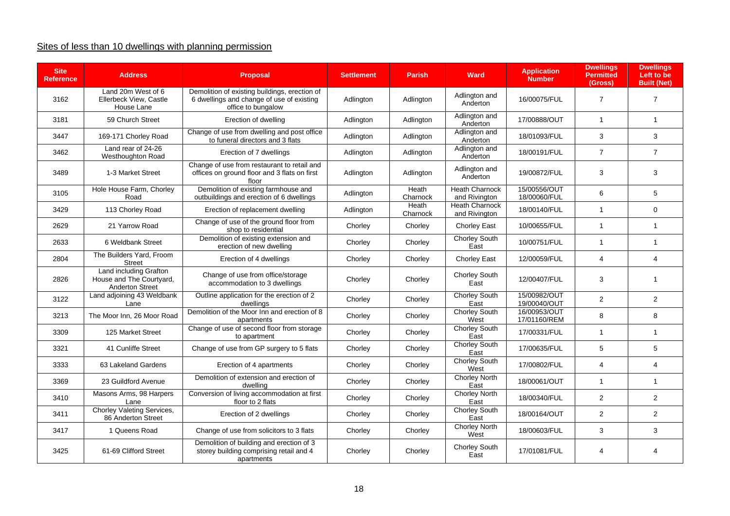Sites of less than 10 dwellings with planning permission

| Site Reference | Address | Proposal | Settlement | Parish | Ward | Application Number | Dwellings Permitted (Gross) | Dwellings Left to be Built (Net) |
|---|---|---|---|---|---|---|---|---|
| 3162 | Land 20m West of 6 Ellerbeck View, Castle House Lane | Demolition of existing buildings, erection of 6 dwellings and change of use of existing office to bungalow | Adlington | Adlington | Adlington and Anderton | 16/00075/FUL | 7 | 7 |
| 3181 | 59 Church Street | Erection of dwelling | Adlington | Adlington | Adlington and Anderton | 17/00888/OUT | 1 | 1 |
| 3447 | 169-171 Chorley Road | Change of use from dwelling and post office to funeral directors and 3 flats | Adlington | Adlington | Adlington and Anderton | 18/01093/FUL | 3 | 3 |
| 3462 | Land rear of 24-26 Westhoughton Road | Erection of 7 dwellings | Adlington | Adlington | Adlington and Anderton | 18/00191/FUL | 7 | 7 |
| 3489 | 1-3 Market Street | Change of use from restaurant to retail and offices on ground floor and 3 flats on first floor | Adlington | Adlington | Adlington and Anderton | 19/00872/FUL | 3 | 3 |
| 3105 | Hole House Farm, Chorley Road | Demolition of existing farmhouse and outbuildings and erection of 6 dwellings | Adlington | Heath Charnock | Heath Charnock and Rivington | 15/00556/OUT 18/00060/FUL | 6 | 5 |
| 3429 | 113 Chorley Road | Erection of replacement dwelling | Adlington | Heath Charnock | Heath Charnock and Rivington | 18/00140/FUL | 1 | 0 |
| 2629 | 21 Yarrow Road | Change of use of the ground floor from shop to residential | Chorley | Chorley | Chorley East | 10/00655/FUL | 1 | 1 |
| 2633 | 6 Weldbank Street | Demolition of existing extension and erection of new dwelling | Chorley | Chorley | Chorley South East | 10/00751/FUL | 1 | 1 |
| 2804 | The Builders Yard, Froom Street | Erection of 4 dwellings | Chorley | Chorley | Chorley East | 12/00059/FUL | 4 | 4 |
| 2826 | Land including Grafton House and The Courtyard, Anderton Street | Change of use from office/storage accommodation to 3 dwellings | Chorley | Chorley | Chorley South East | 12/00407/FUL | 3 | 1 |
| 3122 | Land adjoining 43 Weldbank Lane | Outline application for the erection of 2 dwellings | Chorley | Chorley | Chorley South East | 15/00982/OUT 19/00040/OUT | 2 | 2 |
| 3213 | The Moor Inn, 26 Moor Road | Demolition of the Moor Inn and erection of 8 apartments | Chorley | Chorley | Chorley South West | 16/00953/OUT 17/01160/REM | 8 | 8 |
| 3309 | 125 Market Street | Change of use of second floor from storage to apartment | Chorley | Chorley | Chorley South East | 17/00331/FUL | 1 | 1 |
| 3321 | 41 Cunliffe Street | Change of use from GP surgery to 5 flats | Chorley | Chorley | Chorley South East | 17/00635/FUL | 5 | 5 |
| 3333 | 63 Lakeland Gardens | Erection of 4 apartments | Chorley | Chorley | Chorley South West | 17/00802/FUL | 4 | 4 |
| 3369 | 23 Guildford Avenue | Demolition of extension and erection of dwelling | Chorley | Chorley | Chorley North East | 18/00061/OUT | 1 | 1 |
| 3410 | Masons Arms, 98 Harpers Lane | Conversion of living accommodation at first floor to 2 flats | Chorley | Chorley | Chorley North East | 18/00340/FUL | 2 | 2 |
| 3411 | Chorley Valeting Services, 86 Anderton Street | Erection of 2 dwellings | Chorley | Chorley | Chorley South East | 18/00164/OUT | 2 | 2 |
| 3417 | 1 Queens Road | Change of use from solicitors to 3 flats | Chorley | Chorley | Chorley North West | 18/00603/FUL | 3 | 3 |
| 3425 | 61-69 Clifford Street | Demolition of building and erection of 3 storey building comprising retail and 4 apartments | Chorley | Chorley | Chorley South East | 17/01081/FUL | 4 | 4 |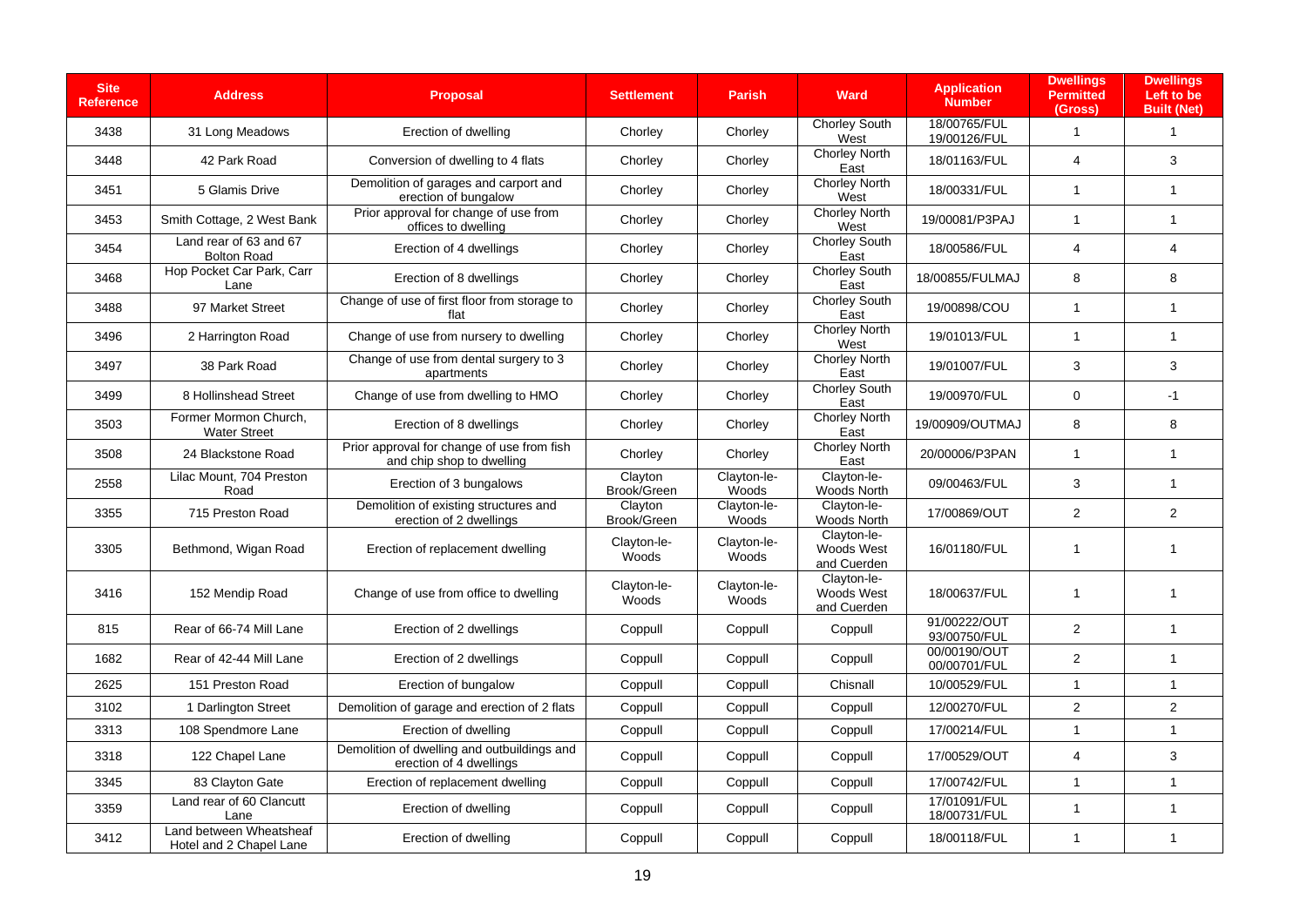| Site Reference | Address | Proposal | Settlement | Parish | Ward | Application Number | Dwellings Permitted (Gross) | Dwellings Left to be Built (Net) |
|---|---|---|---|---|---|---|---|---|
| 3438 | 31 Long Meadows | Erection of dwelling | Chorley | Chorley | Chorley South West | 18/00765/FUL 19/00126/FUL | 1 | 1 |
| 3448 | 42 Park Road | Conversion of dwelling to 4 flats | Chorley | Chorley | Chorley North East | 18/01163/FUL | 4 | 3 |
| 3451 | 5 Glamis Drive | Demolition of garages and carport and erection of bungalow | Chorley | Chorley | Chorley North West | 18/00331/FUL | 1 | 1 |
| 3453 | Smith Cottage, 2 West Bank | Prior approval for change of use from offices to dwelling | Chorley | Chorley | Chorley North West | 19/00081/P3PAJ | 1 | 1 |
| 3454 | Land rear of 63 and 67 Bolton Road | Erection of 4 dwellings | Chorley | Chorley | Chorley South East | 18/00586/FUL | 4 | 4 |
| 3468 | Hop Pocket Car Park, Carr Lane | Erection of 8 dwellings | Chorley | Chorley | Chorley South East | 18/00855/FULMAJ | 8 | 8 |
| 3488 | 97 Market Street | Change of use of first floor from storage to flat | Chorley | Chorley | Chorley South East | 19/00898/COU | 1 | 1 |
| 3496 | 2 Harrington Road | Change of use from nursery to dwelling | Chorley | Chorley | Chorley North West | 19/01013/FUL | 1 | 1 |
| 3497 | 38 Park Road | Change of use from dental surgery to 3 apartments | Chorley | Chorley | Chorley North East | 19/01007/FUL | 3 | 3 |
| 3499 | 8 Hollinshead Street | Change of use from dwelling to HMO | Chorley | Chorley | Chorley South East | 19/00970/FUL | 0 | -1 |
| 3503 | Former Mormon Church, Water Street | Erection of 8 dwellings | Chorley | Chorley | Chorley North East | 19/00909/OUTMAJ | 8 | 8 |
| 3508 | 24 Blackstone Road | Prior approval for change of use from fish and chip shop to dwelling | Chorley | Chorley | Chorley North East | 20/00006/P3PAN | 1 | 1 |
| 2558 | Lilac Mount, 704 Preston Road | Erection of 3 bungalows | Clayton Brook/Green | Clayton-le-Woods | Clayton-le-Woods North | 09/00463/FUL | 3 | 1 |
| 3355 | 715 Preston Road | Demolition of existing structures and erection of 2 dwellings | Clayton Brook/Green | Clayton-le-Woods | Clayton-le-Woods North | 17/00869/OUT | 2 | 2 |
| 3305 | Bethmond, Wigan Road | Erection of replacement dwelling | Clayton-le-Woods | Clayton-le-Woods | Clayton-le-Woods West and Cuerden | 16/01180/FUL | 1 | 1 |
| 3416 | 152 Mendip Road | Change of use from office to dwelling | Clayton-le-Woods | Clayton-le-Woods | Clayton-le-Woods West and Cuerden | 18/00637/FUL | 1 | 1 |
| 815 | Rear of 66-74 Mill Lane | Erection of 2 dwellings | Coppull | Coppull | Coppull | 91/00222/OUT 93/00750/FUL | 2 | 1 |
| 1682 | Rear of 42-44 Mill Lane | Erection of 2 dwellings | Coppull | Coppull | Coppull | 00/00190/OUT 00/00701/FUL | 2 | 1 |
| 2625 | 151 Preston Road | Erection of bungalow | Coppull | Coppull | Chisnall | 10/00529/FUL | 1 | 1 |
| 3102 | 1 Darlington Street | Demolition of garage and erection of 2 flats | Coppull | Coppull | Coppull | 12/00270/FUL | 2 | 2 |
| 3313 | 108 Spendmore Lane | Erection of dwelling | Coppull | Coppull | Coppull | 17/00214/FUL | 1 | 1 |
| 3318 | 122 Chapel Lane | Demolition of dwelling and outbuildings and erection of 4 dwellings | Coppull | Coppull | Coppull | 17/00529/OUT | 4 | 3 |
| 3345 | 83 Clayton Gate | Erection of replacement dwelling | Coppull | Coppull | Coppull | 17/00742/FUL | 1 | 1 |
| 3359 | Land rear of 60 Clancutt Lane | Erection of dwelling | Coppull | Coppull | Coppull | 17/01091/FUL 18/00731/FUL | 1 | 1 |
| 3412 | Land between Wheatsheaf Hotel and 2 Chapel Lane | Erection of dwelling | Coppull | Coppull | Coppull | 18/00118/FUL | 1 | 1 |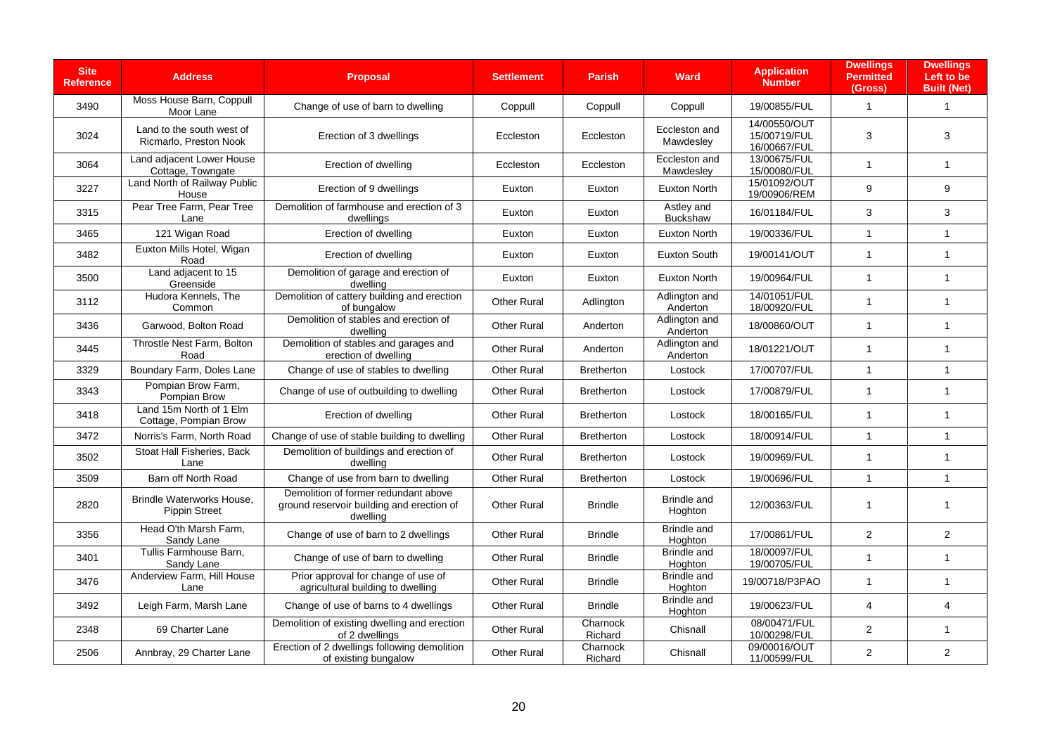| Site Reference | Address | Proposal | Settlement | Parish | Ward | Application Number | Dwellings Permitted (Gross) | Dwellings Left to be Built (Net) |
|---|---|---|---|---|---|---|---|---|
| 3490 | Moss House Barn, Coppull Moor Lane | Change of use of barn to dwelling | Coppull | Coppull | Coppull | 19/00855/FUL | 1 | 1 |
| 3024 | Land to the south west of Ricmarlo, Preston Nook | Erection of 3 dwellings | Eccleston | Eccleston | Eccleston and Mawdesley | 14/00550/OUT 15/00719/FUL 16/00667/FUL | 3 | 3 |
| 3064 | Land adjacent Lower House Cottage, Towngate | Erection of dwelling | Eccleston | Eccleston | Eccleston and Mawdesley | 13/00675/FUL 15/00080/FUL | 1 | 1 |
| 3227 | Land North of Railway Public House | Erection of 9 dwellings | Euxton | Euxton | Euxton North | 15/01092/OUT 19/00906/REM | 9 | 9 |
| 3315 | Pear Tree Farm, Pear Tree Lane | Demolition of farmhouse and erection of 3 dwellings | Euxton | Euxton | Astley and Buckshaw | 16/01184/FUL | 3 | 3 |
| 3465 | 121 Wigan Road | Erection of dwelling | Euxton | Euxton | Euxton North | 19/00336/FUL | 1 | 1 |
| 3482 | Euxton Mills Hotel, Wigan Road | Erection of dwelling | Euxton | Euxton | Euxton South | 19/00141/OUT | 1 | 1 |
| 3500 | Land adjacent to 15 Greenside | Demolition of garage and erection of dwelling | Euxton | Euxton | Euxton North | 19/00964/FUL | 1 | 1 |
| 3112 | Hudora Kennels, The Common | Demolition of cattery building and erection of bungalow | Other Rural | Adlington | Adlington and Anderton | 14/01051/FUL 18/00920/FUL | 1 | 1 |
| 3436 | Garwood, Bolton Road | Demolition of stables and erection of dwelling | Other Rural | Anderton | Adlington and Anderton | 18/00860/OUT | 1 | 1 |
| 3445 | Throstle Nest Farm, Bolton Road | Demolition of stables and garages and erection of dwelling | Other Rural | Anderton | Adlington and Anderton | 18/01221/OUT | 1 | 1 |
| 3329 | Boundary Farm, Doles Lane | Change of use of stables to dwelling | Other Rural | Bretherton | Lostock | 17/00707/FUL | 1 | 1 |
| 3343 | Pompian Brow Farm, Pompian Brow | Change of use of outbuilding to dwelling | Other Rural | Bretherton | Lostock | 17/00879/FUL | 1 | 1 |
| 3418 | Land 15m North of 1 Elm Cottage, Pompian Brow | Erection of dwelling | Other Rural | Bretherton | Lostock | 18/00165/FUL | 1 | 1 |
| 3472 | Norris's Farm, North Road | Change of use of stable building to dwelling | Other Rural | Bretherton | Lostock | 18/00914/FUL | 1 | 1 |
| 3502 | Stoat Hall Fisheries, Back Lane | Demolition of buildings and erection of dwelling | Other Rural | Bretherton | Lostock | 19/00969/FUL | 1 | 1 |
| 3509 | Barn off North Road | Change of use from barn to dwelling | Other Rural | Bretherton | Lostock | 19/00696/FUL | 1 | 1 |
| 2820 | Brindle Waterworks House, Pippin Street | Demolition of former redundant above ground reservoir building and erection of dwelling | Other Rural | Brindle | Brindle and Hoghton | 12/00363/FUL | 1 | 1 |
| 3356 | Head O'th Marsh Farm, Sandy Lane | Change of use of barn to 2 dwellings | Other Rural | Brindle | Brindle and Hoghton | 17/00861/FUL | 2 | 2 |
| 3401 | Tullis Farmhouse Barn, Sandy Lane | Change of use of barn to dwelling | Other Rural | Brindle | Brindle and Hoghton | 18/00097/FUL 19/00705/FUL | 1 | 1 |
| 3476 | Anderview Farm, Hill House Lane | Prior approval for change of use of agricultural building to dwelling | Other Rural | Brindle | Brindle and Hoghton | 19/00718/P3PAO | 1 | 1 |
| 3492 | Leigh Farm, Marsh Lane | Change of use of barns to 4 dwellings | Other Rural | Brindle | Brindle and Hoghton | 19/00623/FUL | 4 | 4 |
| 2348 | 69 Charter Lane | Demolition of existing dwelling and erection of 2 dwellings | Other Rural | Charnock Richard | Chisnall | 08/00471/FUL 10/00298/FUL | 2 | 1 |
| 2506 | Annbray, 29 Charter Lane | Erection of 2 dwellings following demolition of existing bungalow | Other Rural | Charnock Richard | Chisnall | 09/00016/OUT 11/00599/FUL | 2 | 2 |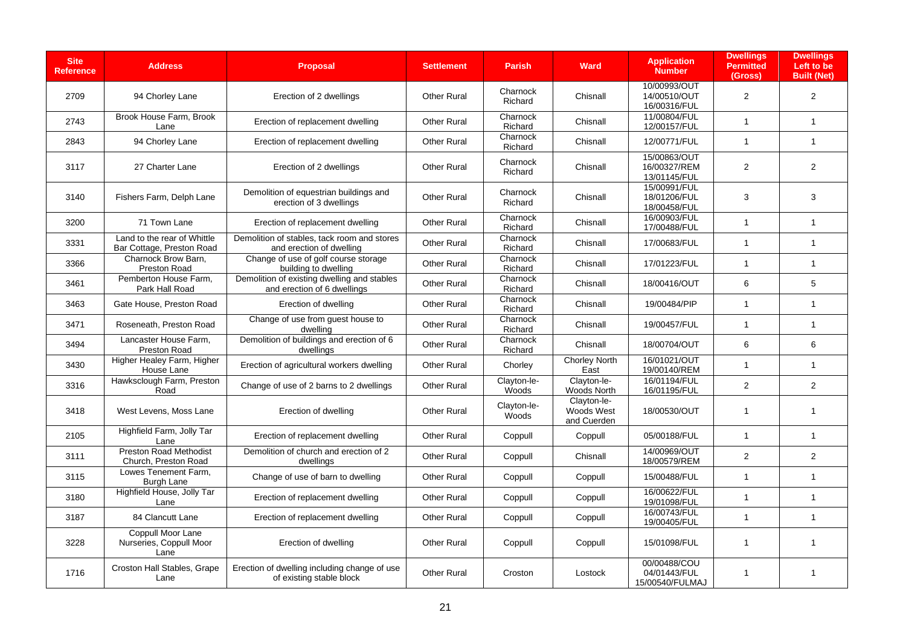| Site Reference | Address | Proposal | Settlement | Parish | Ward | Application Number | Dwellings Permitted (Gross) | Dwellings Left to be Built (Net) |
|---|---|---|---|---|---|---|---|---|
| 2709 | 94 Chorley Lane | Erection of 2 dwellings | Other Rural | Charnock Richard | Chisnall | 10/00993/OUT 14/00510/OUT 16/00316/FUL | 2 | 2 |
| 2743 | Brook House Farm, Brook Lane | Erection of replacement dwelling | Other Rural | Charnock Richard | Chisnall | 11/00804/FUL 12/00157/FUL | 1 | 1 |
| 2843 | 94 Chorley Lane | Erection of replacement dwelling | Other Rural | Charnock Richard | Chisnall | 12/00771/FUL | 1 | 1 |
| 3117 | 27 Charter Lane | Erection of 2 dwellings | Other Rural | Charnock Richard | Chisnall | 15/00863/OUT 16/00327/REM 13/01145/FUL | 2 | 2 |
| 3140 | Fishers Farm, Delph Lane | Demolition of equestrian buildings and erection of 3 dwellings | Other Rural | Charnock Richard | Chisnall | 15/00991/FUL 18/01206/FUL 18/00458/FUL | 3 | 3 |
| 3200 | 71 Town Lane | Erection of replacement dwelling | Other Rural | Charnock Richard | Chisnall | 16/00903/FUL 17/00488/FUL | 1 | 1 |
| 3331 | Land to the rear of Whittle Bar Cottage, Preston Road | Demolition of stables, tack room and stores and erection of dwelling | Other Rural | Charnock Richard | Chisnall | 17/00683/FUL | 1 | 1 |
| 3366 | Charnock Brow Barn, Preston Road | Change of use of golf course storage building to dwelling | Other Rural | Charnock Richard | Chisnall | 17/01223/FUL | 1 | 1 |
| 3461 | Pemberton House Farm, Park Hall Road | Demolition of existing dwelling and stables and erection of 6 dwellings | Other Rural | Charnock Richard | Chisnall | 18/00416/OUT | 6 | 5 |
| 3463 | Gate House, Preston Road | Erection of dwelling | Other Rural | Charnock Richard | Chisnall | 19/00484/PIP | 1 | 1 |
| 3471 | Roseneath, Preston Road | Change of use from guest house to dwelling | Other Rural | Charnock Richard | Chisnall | 19/00457/FUL | 1 | 1 |
| 3494 | Lancaster House Farm, Preston Road | Demolition of buildings and erection of 6 dwellings | Other Rural | Charnock Richard | Chisnall | 18/00704/OUT | 6 | 6 |
| 3430 | Higher Healey Farm, Higher House Lane | Erection of agricultural workers dwelling | Other Rural | Chorley | Chorley North East | 16/01021/OUT 19/00140/REM | 1 | 1 |
| 3316 | Hawksclough Farm, Preston Road | Change of use of 2 barns to 2 dwellings | Other Rural | Clayton-le-Woods | Clayton-le-Woods North | 16/01194/FUL 16/01195/FUL | 2 | 2 |
| 3418 | West Levens, Moss Lane | Erection of dwelling | Other Rural | Clayton-le-Woods | Clayton-le-Woods West and Cuerden | 18/00530/OUT | 1 | 1 |
| 2105 | Highfield Farm, Jolly Tar Lane | Erection of replacement dwelling | Other Rural | Coppull | Coppull | 05/00188/FUL | 1 | 1 |
| 3111 | Preston Road Methodist Church, Preston Road | Demolition of church and erection of 2 dwellings | Other Rural | Coppull | Chisnall | 14/00969/OUT 18/00579/REM | 2 | 2 |
| 3115 | Lowes Tenement Farm, Burgh Lane | Change of use of barn to dwelling | Other Rural | Coppull | Coppull | 15/00488/FUL | 1 | 1 |
| 3180 | Highfield House, Jolly Tar Lane | Erection of replacement dwelling | Other Rural | Coppull | Coppull | 16/00622/FUL 19/01098/FUL | 1 | 1 |
| 3187 | 84 Clancutt Lane | Erection of replacement dwelling | Other Rural | Coppull | Coppull | 16/00743/FUL 19/00405/FUL | 1 | 1 |
| 3228 | Coppull Moor Lane Nurseries, Coppull Moor Lane | Erection of dwelling | Other Rural | Coppull | Coppull | 15/01098/FUL | 1 | 1 |
| 1716 | Croston Hall Stables, Grape Lane | Erection of dwelling including change of use of existing stable block | Other Rural | Croston | Lostock | 00/00488/COU 04/01443/FUL 15/00540/FULMAJ | 1 | 1 |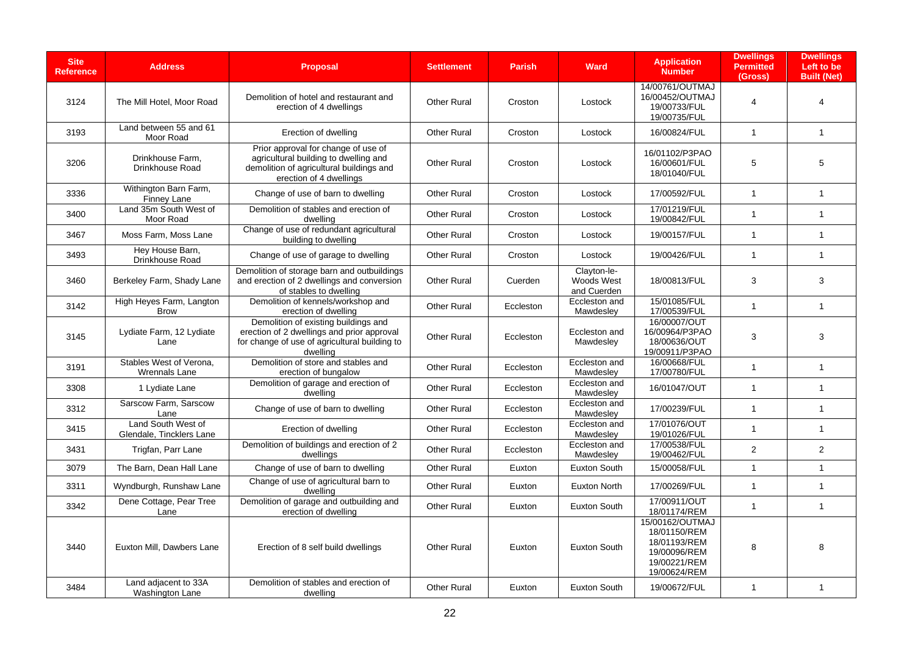| Site Reference | Address | Proposal | Settlement | Parish | Ward | Application Number | Dwellings Permitted (Gross) | Dwellings Left to be Built (Net) |
|---|---|---|---|---|---|---|---|---|
| 3124 | The Mill Hotel, Moor Road | Demolition of hotel and restaurant and erection of 4 dwellings | Other Rural | Croston | Lostock | 14/00761/OUTMAJ 16/00452/OUTMAJ 19/00733/FUL 19/00735/FUL | 4 | 4 |
| 3193 | Land between 55 and 61 Moor Road | Erection of dwelling | Other Rural | Croston | Lostock | 16/00824/FUL | 1 | 1 |
| 3206 | Drinkhouse Farm, Drinkhouse Road | Prior approval for change of use of agricultural building to dwelling and demolition of agricultural buildings and erection of 4 dwellings | Other Rural | Croston | Lostock | 16/01102/P3PAO 16/00601/FUL 18/01040/FUL | 5 | 5 |
| 3336 | Withington Barn Farm, Finney Lane | Change of use of barn to dwelling | Other Rural | Croston | Lostock | 17/00592/FUL | 1 | 1 |
| 3400 | Land 35m South West of Moor Road | Demolition of stables and erection of dwelling | Other Rural | Croston | Lostock | 17/01219/FUL 19/00842/FUL | 1 | 1 |
| 3467 | Moss Farm, Moss Lane | Change of use of redundant agricultural building to dwelling | Other Rural | Croston | Lostock | 19/00157/FUL | 1 | 1 |
| 3493 | Hey House Barn, Drinkhouse Road | Change of use of garage to dwelling | Other Rural | Croston | Lostock | 19/00426/FUL | 1 | 1 |
| 3460 | Berkeley Farm, Shady Lane | Demolition of storage barn and outbuildings and erection of 2 dwellings and conversion of stables to dwelling | Other Rural | Cuerden | Clayton-le-Woods West and Cuerden | 18/00813/FUL | 3 | 3 |
| 3142 | High Heyes Farm, Langton Brow | Demolition of kennels/workshop and erection of dwelling | Other Rural | Eccleston | Eccleston and Mawdesley | 15/01085/FUL 17/00539/FUL | 1 | 1 |
| 3145 | Lydiate Farm, 12 Lydiate Lane | Demolition of existing buildings and erection of 2 dwellings and prior approval for change of use of agricultural building to dwelling | Other Rural | Eccleston | Eccleston and Mawdesley | 16/00007/OUT 16/00964/P3PAO 18/00636/OUT 19/00911/P3PAO | 3 | 3 |
| 3191 | Stables West of Verona, Wrennals Lane | Demolition of store and stables and erection of bungalow | Other Rural | Eccleston | Eccleston and Mawdesley | 16/00668/FUL 17/00780/FUL | 1 | 1 |
| 3308 | 1 Lydiate Lane | Demolition of garage and erection of dwelling | Other Rural | Eccleston | Eccleston and Mawdesley | 16/01047/OUT | 1 | 1 |
| 3312 | Sarscow Farm, Sarscow Lane | Change of use of barn to dwelling | Other Rural | Eccleston | Eccleston and Mawdesley | 17/00239/FUL | 1 | 1 |
| 3415 | Land South West of Glendale, Tincklers Lane | Erection of dwelling | Other Rural | Eccleston | Eccleston and Mawdesley | 17/01076/OUT 19/01026/FUL | 1 | 1 |
| 3431 | Trigfan, Parr Lane | Demolition of buildings and erection of 2 dwellings | Other Rural | Eccleston | Eccleston and Mawdesley | 17/00538/FUL 19/00462/FUL | 2 | 2 |
| 3079 | The Barn, Dean Hall Lane | Change of use of barn to dwelling | Other Rural | Euxton | Euxton South | 15/00058/FUL | 1 | 1 |
| 3311 | Wyndburgh, Runshaw Lane | Change of use of agricultural barn to dwelling | Other Rural | Euxton | Euxton North | 17/00269/FUL | 1 | 1 |
| 3342 | Dene Cottage, Pear Tree Lane | Demolition of garage and outbuilding and erection of dwelling | Other Rural | Euxton | Euxton South | 17/00911/OUT 18/01174/REM | 1 | 1 |
| 3440 | Euxton Mill, Dawbers Lane | Erection of 8 self build dwellings | Other Rural | Euxton | Euxton South | 15/00162/OUTMAJ 18/01150/REM 18/01193/REM 19/00096/REM 19/00221/REM 19/00624/REM | 8 | 8 |
| 3484 | Land adjacent to 33A Washington Lane | Demolition of stables and erection of dwelling | Other Rural | Euxton | Euxton South | 19/00672/FUL | 1 | 1 |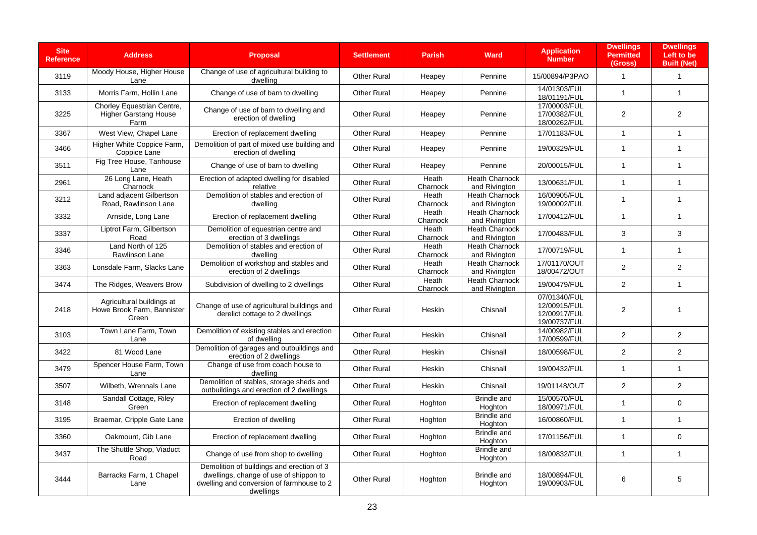| Site Reference | Address | Proposal | Settlement | Parish | Ward | Application Number | Dwellings Permitted (Gross) | Dwellings Left to be Built (Net) |
|---|---|---|---|---|---|---|---|---|
| 3119 | Moody House, Higher House Lane | Change of use of agricultural building to dwelling | Other Rural | Heapey | Pennine | 15/00894/P3PAO | 1 | 1 |
| 3133 | Morris Farm, Hollin Lane | Change of use of barn to dwelling | Other Rural | Heapey | Pennine | 14/01303/FUL 18/01191/FUL | 1 | 1 |
| 3225 | Chorley Equestrian Centre, Higher Garstang House Farm | Change of use of barn to dwelling and erection of dwelling | Other Rural | Heapey | Pennine | 17/00003/FUL 17/00382/FUL 18/00262/FUL | 2 | 2 |
| 3367 | West View, Chapel Lane | Erection of replacement dwelling | Other Rural | Heapey | Pennine | 17/01183/FUL | 1 | 1 |
| 3466 | Higher White Coppice Farm, Coppice Lane | Demolition of part of mixed use building and erection of dwelling | Other Rural | Heapey | Pennine | 19/00329/FUL | 1 | 1 |
| 3511 | Fig Tree House, Tanhouse Lane | Change of use of barn to dwelling | Other Rural | Heapey | Pennine | 20/00015/FUL | 1 | 1 |
| 2961 | 26 Long Lane, Heath Charnock | Erection of adapted dwelling for disabled relative | Other Rural | Heath Charnock | Heath Charnock and Rivington | 13/00631/FUL | 1 | 1 |
| 3212 | Land adjacent Gilbertson Road, Rawlinson Lane | Demolition of stables and erection of dwelling | Other Rural | Heath Charnock | Heath Charnock and Rivington | 16/00905/FUL 19/00002/FUL | 1 | 1 |
| 3332 | Arnside, Long Lane | Erection of replacement dwelling | Other Rural | Heath Charnock | Heath Charnock and Rivington | 17/00412/FUL | 1 | 1 |
| 3337 | Liptrot Farm, Gilbertson Road | Demolition of equestrian centre and erection of 3 dwellings | Other Rural | Heath Charnock | Heath Charnock and Rivington | 17/00483/FUL | 3 | 3 |
| 3346 | Land North of 125 Rawlinson Lane | Demolition of stables and erection of dwelling | Other Rural | Heath Charnock | Heath Charnock and Rivington | 17/00719/FUL | 1 | 1 |
| 3363 | Lonsdale Farm, Slacks Lane | Demolition of workshop and stables and erection of 2 dwellings | Other Rural | Heath Charnock | Heath Charnock and Rivington | 17/01170/OUT 18/00472/OUT | 2 | 2 |
| 3474 | The Ridges, Weavers Brow | Subdivision of dwelling to 2 dwellings | Other Rural | Heath Charnock | Heath Charnock and Rivington | 19/00479/FUL | 2 | 1 |
| 2418 | Agricultural buildings at Howe Brook Farm, Bannister Green | Change of use of agricultural buildings and derelict cottage to 2 dwellings | Other Rural | Heskin | Chisnall | 07/01340/FUL 12/00915/FUL 12/00917/FUL 19/00737/FUL | 2 | 1 |
| 3103 | Town Lane Farm, Town Lane | Demolition of existing stables and erection of dwelling | Other Rural | Heskin | Chisnall | 14/00982/FUL 17/00599/FUL | 2 | 2 |
| 3422 | 81 Wood Lane | Demolition of garages and outbuildings and erection of 2 dwellings | Other Rural | Heskin | Chisnall | 18/00598/FUL | 2 | 2 |
| 3479 | Spencer House Farm, Town Lane | Change of use from coach house to dwelling | Other Rural | Heskin | Chisnall | 19/00432/FUL | 1 | 1 |
| 3507 | Wilbeth, Wrennals Lane | Demolition of stables, storage sheds and outbuildings and erection of 2 dwellings | Other Rural | Heskin | Chisnall | 19/01148/OUT | 2 | 2 |
| 3148 | Sandall Cottage, Riley Green | Erection of replacement dwelling | Other Rural | Hoghton | Brindle and Hoghton | 15/00570/FUL 18/00971/FUL | 1 | 0 |
| 3195 | Braemar, Cripple Gate Lane | Erection of dwelling | Other Rural | Hoghton | Brindle and Hoghton | 16/00860/FUL | 1 | 1 |
| 3360 | Oakmount, Gib Lane | Erection of replacement dwelling | Other Rural | Hoghton | Brindle and Hoghton | 17/01156/FUL | 1 | 0 |
| 3437 | The Shuttle Shop, Viaduct Road | Change of use from shop to dwelling | Other Rural | Hoghton | Brindle and Hoghton | 18/00832/FUL | 1 | 1 |
| 3444 | Barracks Farm, 1 Chapel Lane | Demolition of buildings and erection of 3 dwellings, change of use of shippon to dwelling and conversion of farmhouse to 2 dwellings | Other Rural | Hoghton | Brindle and Hoghton | 18/00894/FUL 19/00903/FUL | 6 | 5 |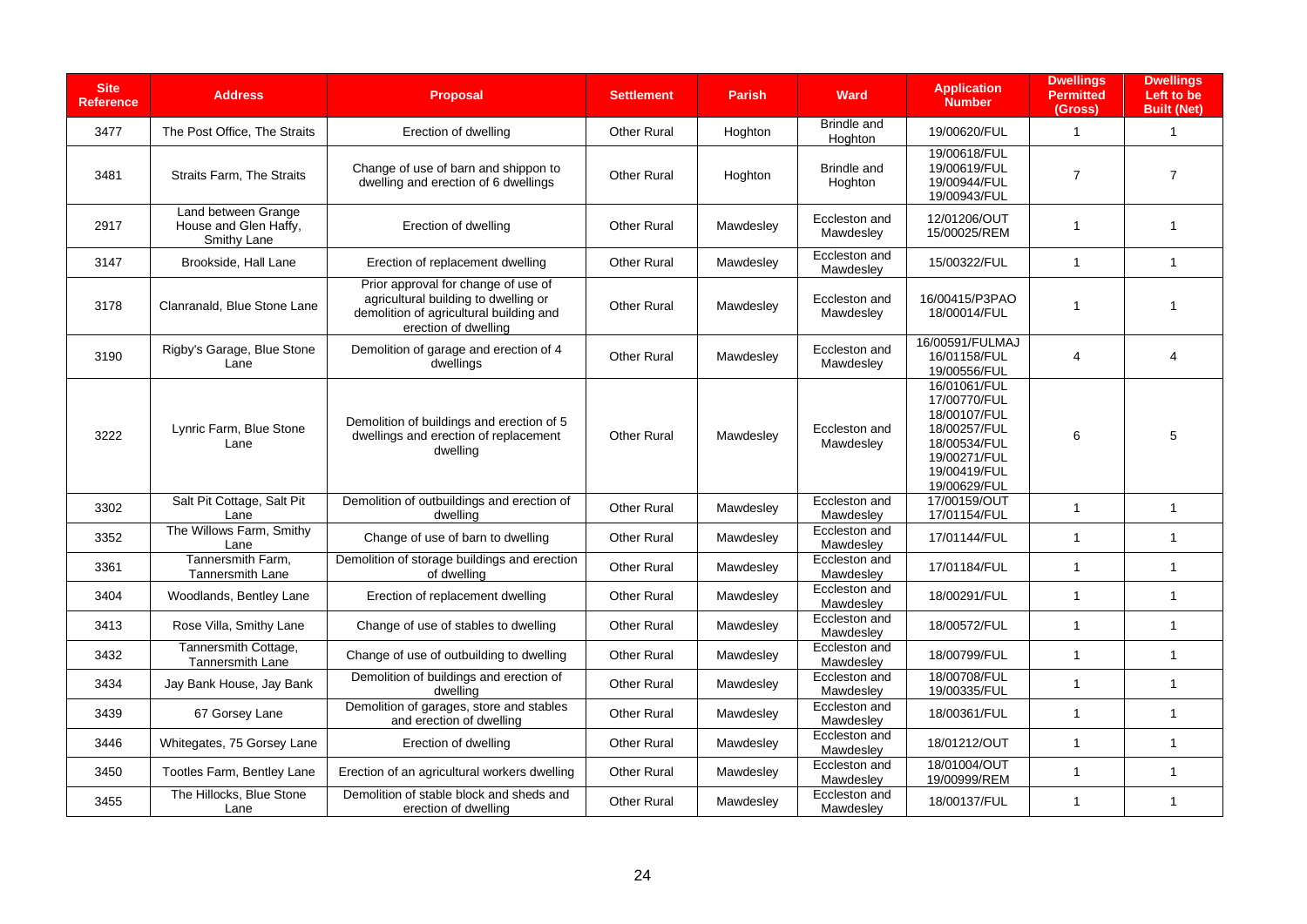| Site Reference | Address | Proposal | Settlement | Parish | Ward | Application Number | Dwellings Permitted (Gross) | Dwellings Left to be Built (Net) |
|---|---|---|---|---|---|---|---|---|
| 3477 | The Post Office, The Straits | Erection of dwelling | Other Rural | Hoghton | Brindle and Hoghton | 19/00620/FUL | 1 | 1 |
| 3481 | Straits Farm, The Straits | Change of use of barn and shippon to dwelling and erection of 6 dwellings | Other Rural | Hoghton | Brindle and Hoghton | 19/00618/FUL 19/00619/FUL 19/00944/FUL 19/00943/FUL | 7 | 7 |
| 2917 | Land between Grange House and Glen Haffy, Smithy Lane | Erection of dwelling | Other Rural | Mawdesley | Eccleston and Mawdesley | 12/01206/OUT 15/00025/REM | 1 | 1 |
| 3147 | Brookside, Hall Lane | Erection of replacement dwelling | Other Rural | Mawdesley | Eccleston and Mawdesley | 15/00322/FUL | 1 | 1 |
| 3178 | Clanranald, Blue Stone Lane | Prior approval for change of use of agricultural building to dwelling or demolition of agricultural building and erection of dwelling | Other Rural | Mawdesley | Eccleston and Mawdesley | 16/00415/P3PAO 18/00014/FUL | 1 | 1 |
| 3190 | Rigby's Garage, Blue Stone Lane | Demolition of garage and erection of 4 dwellings | Other Rural | Mawdesley | Eccleston and Mawdesley | 16/00591/FULMAJ 16/01158/FUL 19/00556/FUL | 4 | 4 |
| 3222 | Lynric Farm, Blue Stone Lane | Demolition of buildings and erection of 5 dwellings and erection of replacement dwelling | Other Rural | Mawdesley | Eccleston and Mawdesley | 16/01061/FUL 17/00770/FUL 18/00107/FUL 18/00257/FUL 18/00534/FUL 19/00271/FUL 19/00419/FUL 19/00629/FUL | 6 | 5 |
| 3302 | Salt Pit Cottage, Salt Pit Lane | Demolition of outbuildings and erection of dwelling | Other Rural | Mawdesley | Eccleston and Mawdesley | 17/00159/OUT 17/01154/FUL | 1 | 1 |
| 3352 | The Willows Farm, Smithy Lane | Change of use of barn to dwelling | Other Rural | Mawdesley | Eccleston and Mawdesley | 17/01144/FUL | 1 | 1 |
| 3361 | Tannersmith Farm, Tannersmith Lane | Demolition of storage buildings and erection of dwelling | Other Rural | Mawdesley | Eccleston and Mawdesley | 17/01184/FUL | 1 | 1 |
| 3404 | Woodlands, Bentley Lane | Erection of replacement dwelling | Other Rural | Mawdesley | Eccleston and Mawdesley | 18/00291/FUL | 1 | 1 |
| 3413 | Rose Villa, Smithy Lane | Change of use of stables to dwelling | Other Rural | Mawdesley | Eccleston and Mawdesley | 18/00572/FUL | 1 | 1 |
| 3432 | Tannersmith Cottage, Tannersmith Lane | Change of use of outbuilding to dwelling | Other Rural | Mawdesley | Eccleston and Mawdesley | 18/00799/FUL | 1 | 1 |
| 3434 | Jay Bank House, Jay Bank | Demolition of buildings and erection of dwelling | Other Rural | Mawdesley | Eccleston and Mawdesley | 18/00708/FUL 19/00335/FUL | 1 | 1 |
| 3439 | 67 Gorsey Lane | Demolition of garages, store and stables and erection of dwelling | Other Rural | Mawdesley | Eccleston and Mawdesley | 18/00361/FUL | 1 | 1 |
| 3446 | Whitegates, 75 Gorsey Lane | Erection of dwelling | Other Rural | Mawdesley | Eccleston and Mawdesley | 18/01212/OUT | 1 | 1 |
| 3450 | Tootles Farm, Bentley Lane | Erection of an agricultural workers dwelling | Other Rural | Mawdesley | Eccleston and Mawdesley | 18/01004/OUT 19/00999/REM | 1 | 1 |
| 3455 | The Hillocks, Blue Stone Lane | Demolition of stable block and sheds and erection of dwelling | Other Rural | Mawdesley | Eccleston and Mawdesley | 18/00137/FUL | 1 | 1 |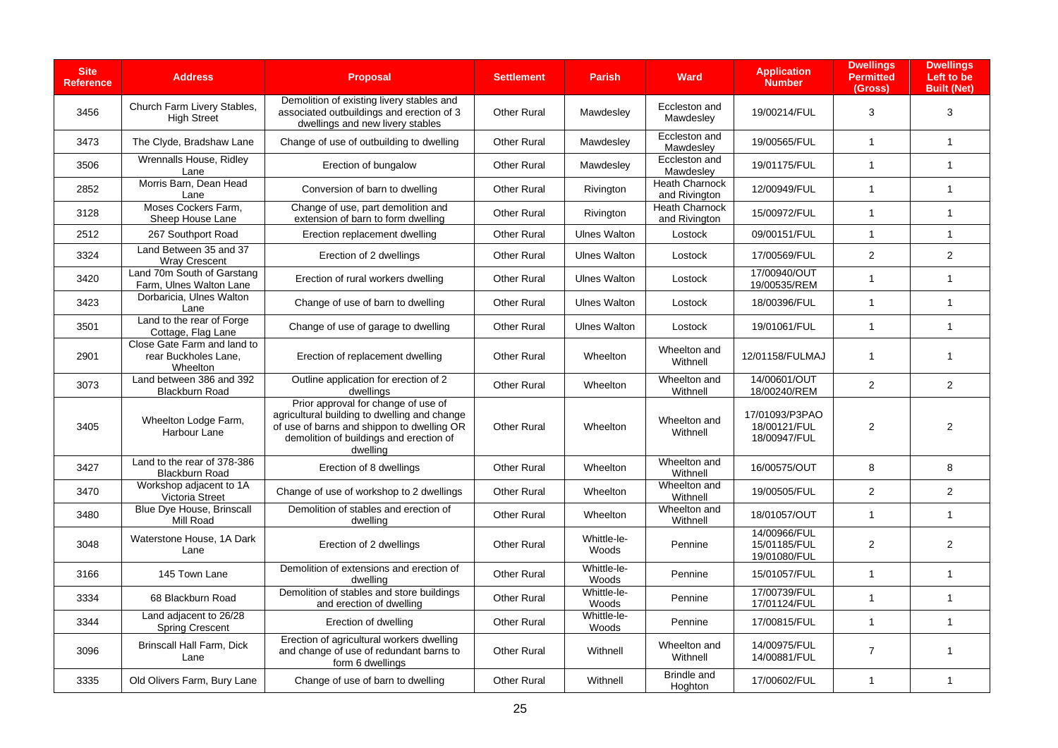| Site Reference | Address | Proposal | Settlement | Parish | Ward | Application Number | Dwellings Permitted (Gross) | Dwellings Left to be Built (Net) |
|---|---|---|---|---|---|---|---|---|
| 3456 | Church Farm Livery Stables, High Street | Demolition of existing livery stables and associated outbuildings and erection of 3 dwellings and new livery stables | Other Rural | Mawdesley | Eccleston and Mawdesley | 19/00214/FUL | 3 | 3 |
| 3473 | The Clyde, Bradshaw Lane | Change of use of outbuilding to dwelling | Other Rural | Mawdesley | Eccleston and Mawdesley | 19/00565/FUL | 1 | 1 |
| 3506 | Wrennalls House, Ridley Lane | Erection of bungalow | Other Rural | Mawdesley | Eccleston and Mawdesley | 19/01175/FUL | 1 | 1 |
| 2852 | Morris Barn, Dean Head Lane | Conversion of barn to dwelling | Other Rural | Rivington | Heath Charnock and Rivington | 12/00949/FUL | 1 | 1 |
| 3128 | Moses Cockers Farm, Sheep House Lane | Change of use, part demolition and extension of barn to form dwelling | Other Rural | Rivington | Heath Charnock and Rivington | 15/00972/FUL | 1 | 1 |
| 2512 | 267 Southport Road | Erection replacement dwelling | Other Rural | Ulnes Walton | Lostock | 09/00151/FUL | 1 | 1 |
| 3324 | Land Between 35 and 37 Wray Crescent | Erection of 2 dwellings | Other Rural | Ulnes Walton | Lostock | 17/00569/FUL | 2 | 2 |
| 3420 | Land 70m South of Garstang Farm, Ulnes Walton Lane | Erection of rural workers dwelling | Other Rural | Ulnes Walton | Lostock | 17/00940/OUT 19/00535/REM | 1 | 1 |
| 3423 | Dorbaricia, Ulnes Walton Lane | Change of use of barn to dwelling | Other Rural | Ulnes Walton | Lostock | 18/00396/FUL | 1 | 1 |
| 3501 | Land to the rear of Forge Cottage, Flag Lane | Change of use of garage to dwelling | Other Rural | Ulnes Walton | Lostock | 19/01061/FUL | 1 | 1 |
| 2901 | Close Gate Farm and land to rear Buckholes Lane, Wheelton | Erection of replacement dwelling | Other Rural | Wheelton | Wheelton and Withnell | 12/01158/FULMAJ | 1 | 1 |
| 3073 | Land between 386 and 392 Blackburn Road | Outline application for erection of 2 dwellings | Other Rural | Wheelton | Wheelton and Withnell | 14/00601/OUT 18/00240/REM | 2 | 2 |
| 3405 | Wheelton Lodge Farm, Harbour Lane | Prior approval for change of use of agricultural building to dwelling and change of use of barns and shippon to dwelling OR demolition of buildings and erection of dwelling | Other Rural | Wheelton | Wheelton and Withnell | 17/01093/P3PAO 18/00121/FUL 18/00947/FUL | 2 | 2 |
| 3427 | Land to the rear of 378-386 Blackburn Road | Erection of 8 dwellings | Other Rural | Wheelton | Wheelton and Withnell | 16/00575/OUT | 8 | 8 |
| 3470 | Workshop adjacent to 1A Victoria Street | Change of use of workshop to 2 dwellings | Other Rural | Wheelton | Wheelton and Withnell | 19/00505/FUL | 2 | 2 |
| 3480 | Blue Dye House, Brinscall Mill Road | Demolition of stables and erection of dwelling | Other Rural | Wheelton | Wheelton and Withnell | 18/01057/OUT | 1 | 1 |
| 3048 | Waterstone House, 1A Dark Lane | Erection of 2 dwellings | Other Rural | Whittle-le-Woods | Pennine | 14/00966/FUL 15/01185/FUL 19/01080/FUL | 2 | 2 |
| 3166 | 145 Town Lane | Demolition of extensions and erection of dwelling | Other Rural | Whittle-le-Woods | Pennine | 15/01057/FUL | 1 | 1 |
| 3334 | 68 Blackburn Road | Demolition of stables and store buildings and erection of dwelling | Other Rural | Whittle-le-Woods | Pennine | 17/00739/FUL 17/01124/FUL | 1 | 1 |
| 3344 | Land adjacent to 26/28 Spring Crescent | Erection of dwelling | Other Rural | Whittle-le-Woods | Pennine | 17/00815/FUL | 1 | 1 |
| 3096 | Brinscall Hall Farm, Dick Lane | Erection of agricultural workers dwelling and change of use of redundant barns to form 6 dwellings | Other Rural | Withnell | Wheelton and Withnell | 14/00975/FUL 14/00881/FUL | 7 | 1 |
| 3335 | Old Olivers Farm, Bury Lane | Change of use of barn to dwelling | Other Rural | Withnell | Brindle and Hoghton | 17/00602/FUL | 1 | 1 |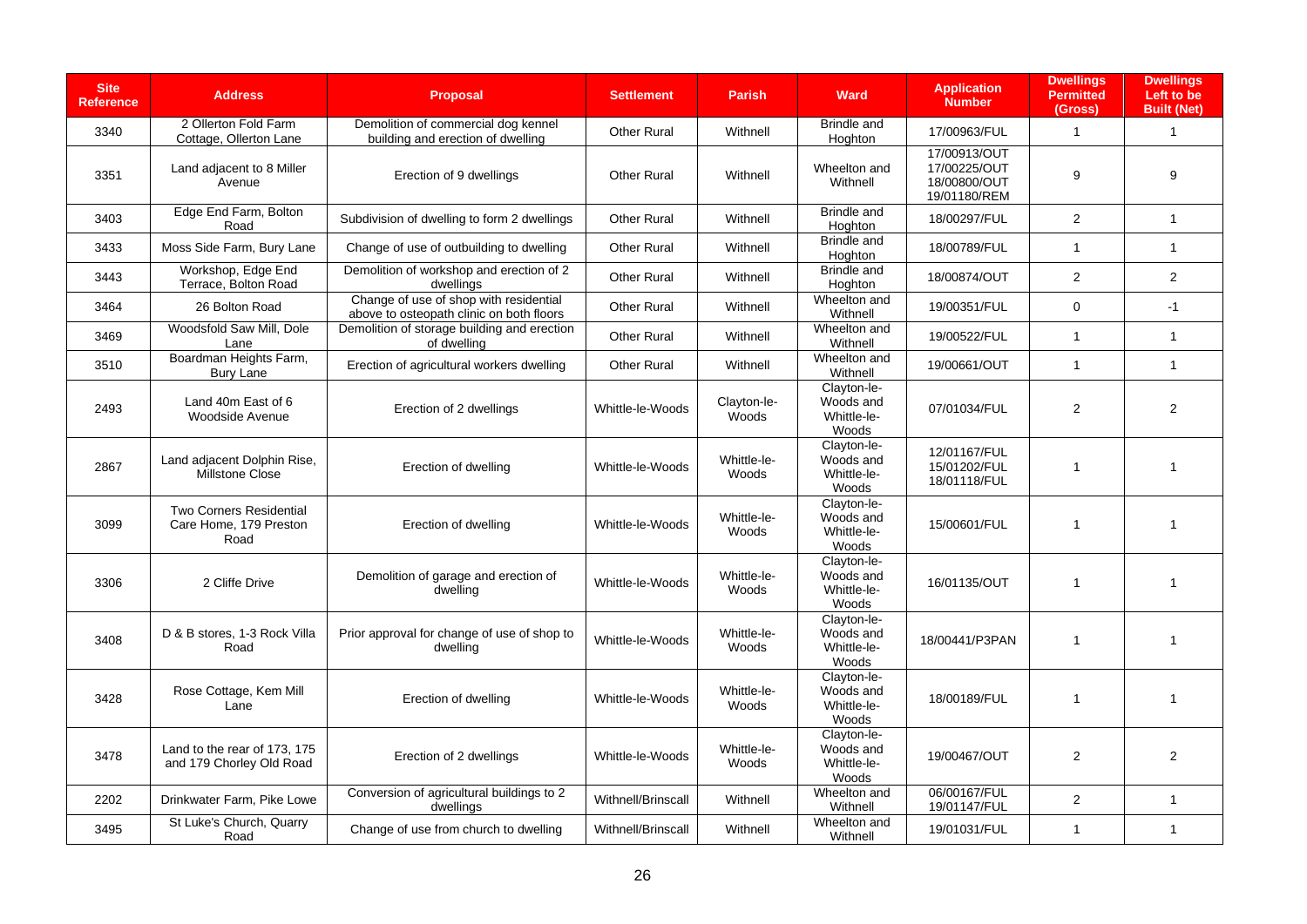| Site Reference | Address | Proposal | Settlement | Parish | Ward | Application Number | Dwellings Permitted (Gross) | Dwellings Left to be Built (Net) |
|---|---|---|---|---|---|---|---|---|
| 3340 | 2 Ollerton Fold Farm Cottage, Ollerton Lane | Demolition of commercial dog kennel building and erection of dwelling | Other Rural | Withnell | Brindle and Hoghton | 17/00963/FUL | 1 | 1 |
| 3351 | Land adjacent to 8 Miller Avenue | Erection of 9 dwellings | Other Rural | Withnell | Wheelton and Withnell | 17/00913/OUT 17/00225/OUT 18/00800/OUT 19/01180/REM | 9 | 9 |
| 3403 | Edge End Farm, Bolton Road | Subdivision of dwelling to form 2 dwellings | Other Rural | Withnell | Brindle and Hoghton | 18/00297/FUL | 2 | 1 |
| 3433 | Moss Side Farm, Bury Lane | Change of use of outbuilding to dwelling | Other Rural | Withnell | Brindle and Hoghton | 18/00789/FUL | 1 | 1 |
| 3443 | Workshop, Edge End Terrace, Bolton Road | Demolition of workshop and erection of 2 dwellings | Other Rural | Withnell | Brindle and Hoghton | 18/00874/OUT | 2 | 2 |
| 3464 | 26 Bolton Road | Change of use of shop with residential above to osteopath clinic on both floors | Other Rural | Withnell | Wheelton and Withnell | 19/00351/FUL | 0 | -1 |
| 3469 | Woodsfold Saw Mill, Dole Lane | Demolition of storage building and erection of dwelling | Other Rural | Withnell | Wheelton and Withnell | 19/00522/FUL | 1 | 1 |
| 3510 | Boardman Heights Farm, Bury Lane | Erection of agricultural workers dwelling | Other Rural | Withnell | Wheelton and Withnell | 19/00661/OUT | 1 | 1 |
| 2493 | Land 40m East of 6 Woodside Avenue | Erection of 2 dwellings | Whittle-le-Woods | Clayton-le-Woods | Clayton-le-Woods and Whittle-le-Woods | 07/01034/FUL | 2 | 2 |
| 2867 | Land adjacent Dolphin Rise, Millstone Close | Erection of dwelling | Whittle-le-Woods | Whittle-le-Woods | Clayton-le-Woods and Whittle-le-Woods | 12/01167/FUL 15/01202/FUL 18/01118/FUL | 1 | 1 |
| 3099 | Two Corners Residential Care Home, 179 Preston Road | Erection of dwelling | Whittle-le-Woods | Whittle-le-Woods | Clayton-le-Woods and Whittle-le-Woods | 15/00601/FUL | 1 | 1 |
| 3306 | 2 Cliffe Drive | Demolition of garage and erection of dwelling | Whittle-le-Woods | Whittle-le-Woods | Clayton-le-Woods and Whittle-le-Woods | 16/01135/OUT | 1 | 1 |
| 3408 | D & B stores, 1-3 Rock Villa Road | Prior approval for change of use of shop to dwelling | Whittle-le-Woods | Whittle-le-Woods | Clayton-le-Woods and Whittle-le-Woods | 18/00441/P3PAN | 1 | 1 |
| 3428 | Rose Cottage, Kem Mill Lane | Erection of dwelling | Whittle-le-Woods | Whittle-le-Woods | Clayton-le-Woods and Whittle-le-Woods | 18/00189/FUL | 1 | 1 |
| 3478 | Land to the rear of 173, 175 and 179 Chorley Old Road | Erection of 2 dwellings | Whittle-le-Woods | Whittle-le-Woods | Clayton-le-Woods and Whittle-le-Woods | 19/00467/OUT | 2 | 2 |
| 2202 | Drinkwater Farm, Pike Lowe | Conversion of agricultural buildings to 2 dwellings | Withnell/Brinscall | Withnell | Wheelton and Withnell | 06/00167/FUL 19/01147/FUL | 2 | 1 |
| 3495 | St Luke's Church, Quarry Road | Change of use from church to dwelling | Withnell/Brinscall | Withnell | Wheelton and Withnell | 19/01031/FUL | 1 | 1 |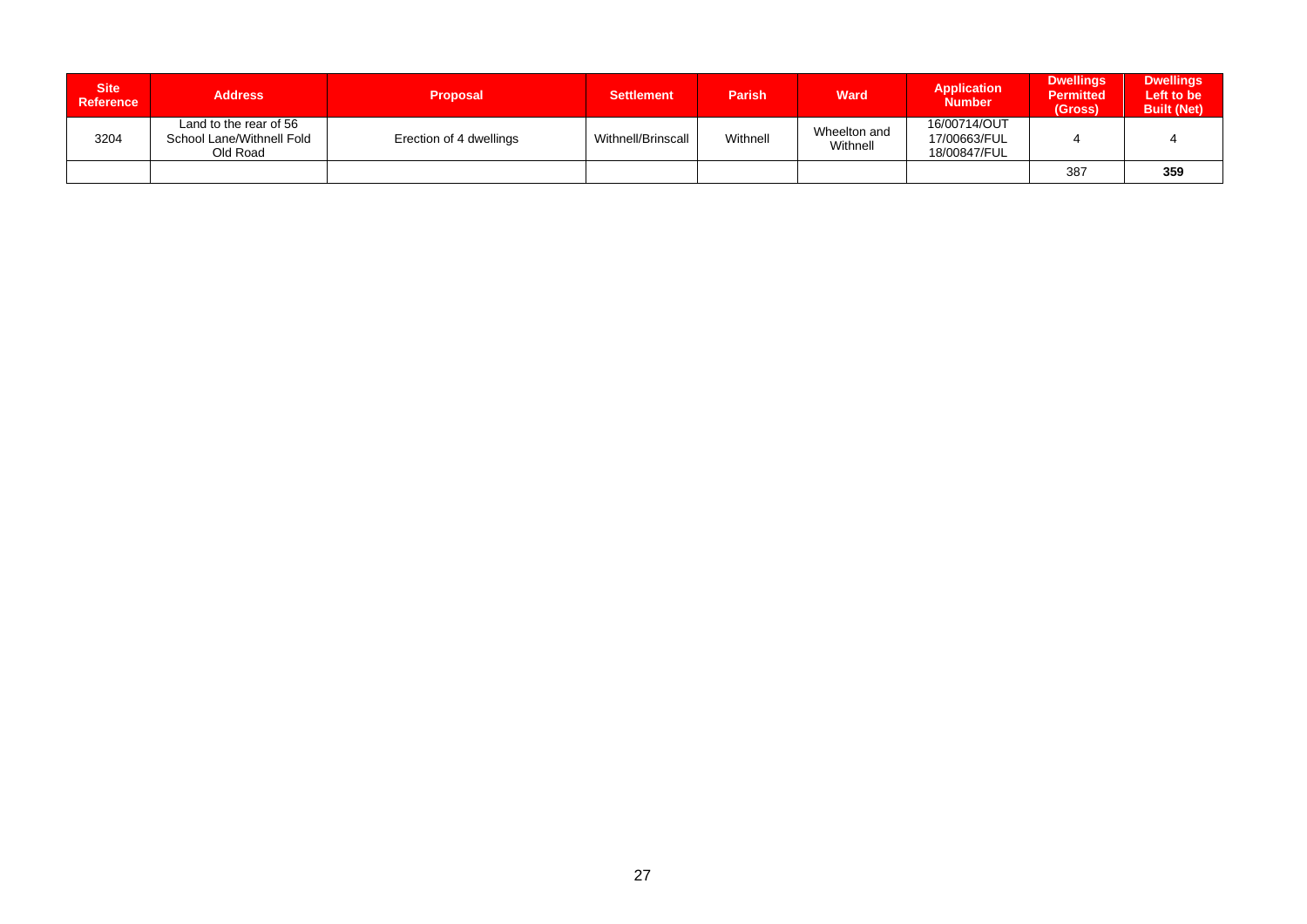| Site Reference | Address | Proposal | Settlement | Parish | Ward | Application Number | Dwellings Permitted (Gross) | Dwellings Left to be Built (Net) |
|---|---|---|---|---|---|---|---|---|
| 3204 | Land to the rear of 56 School Lane/Withnell Fold Old Road | Erection of 4 dwellings | Withnell/Brinscall | Withnell | Wheelton and Withnell | 16/00714/OUT 17/00663/FUL 18/00847/FUL | 4 | 4 |
| | | | | | | | 387 | **359** |